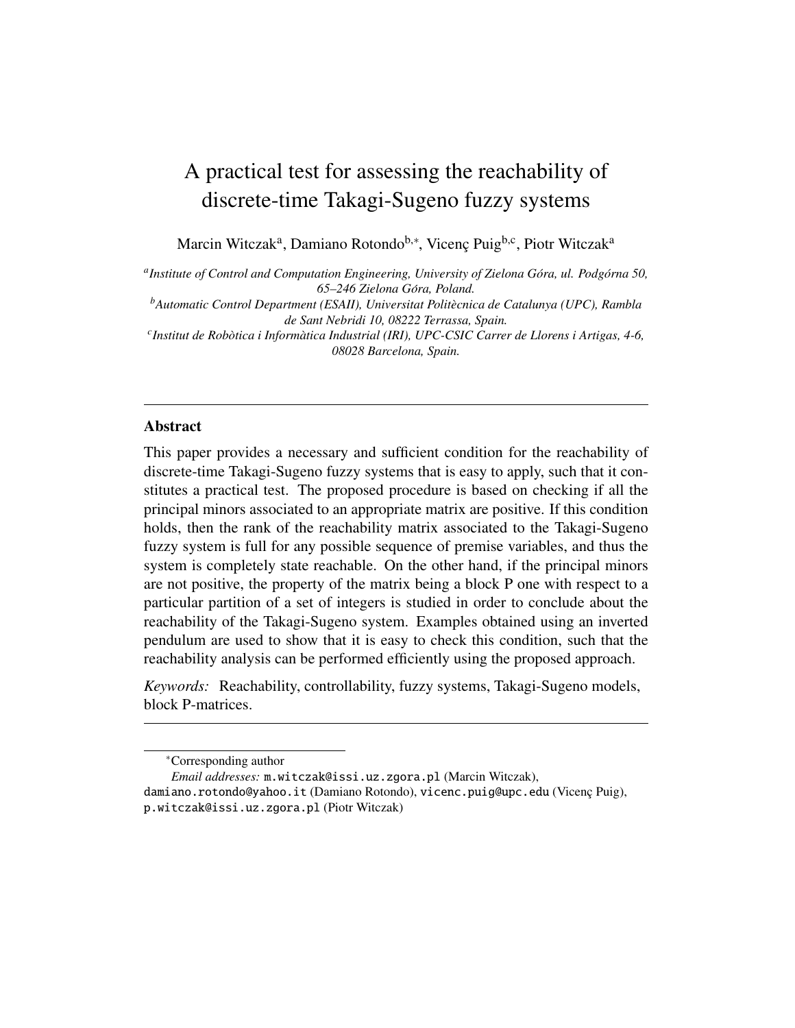# A practical test for assessing the reachability of discrete-time Takagi-Sugeno fuzzy systems

Marcin Witczak[a], Damiano Rotondo[b,*], Vicenç Puig[b,c], Piotr Witczak[a]

[a] *Institute of Control and Computation Engineering, University of Zielona Góra, ul. Podgórna 50, 65–246 Zielona Góra, Poland.*

[b] *Automatic Control Department (ESAII), Universitat Politècnica de Catalunya (UPC), Rambla de Sant Nebridi 10, 08222 Terrassa, Spain.*

[c] *Institut de Robòtica i Informàtica Industrial (IRI), UPC-CSIC Carrer de Llorens i Artigas, 4-6, 08028 Barcelona, Spain.*

---

## Abstract

This paper provides a necessary and sufficient condition for the reachability of discrete-time Takagi-Sugeno fuzzy systems that is easy to apply, such that it constitutes a practical test. The proposed procedure is based on checking if all the principal minors associated to an appropriate matrix are positive. If this condition holds, then the rank of the reachability matrix associated to the Takagi-Sugeno fuzzy system is full for any possible sequence of premise variables, and thus the system is completely state reachable. On the other hand, if the principal minors are not positive, the property of the matrix being a block P one with respect to a particular partition of a set of integers is studied in order to conclude about the reachability of the Takagi-Sugeno system. Examples obtained using an inverted pendulum are used to show that it is easy to check this condition, such that the reachability analysis can be performed efficiently using the proposed approach.

*Keywords:* Reachability, controllability, fuzzy systems, Takagi-Sugeno models, block P-matrices.

---

*Corresponding author

*Email addresses:* m.witczak@issi.uz.zgora.pl (Marcin Witczak), damiano.rotondo@yahoo.it (Damiano Rotondo), vicenc.puig@upc.edu (Vicenç Puig), p.witczak@issi.uz.zgora.pl (Piotr Witczak)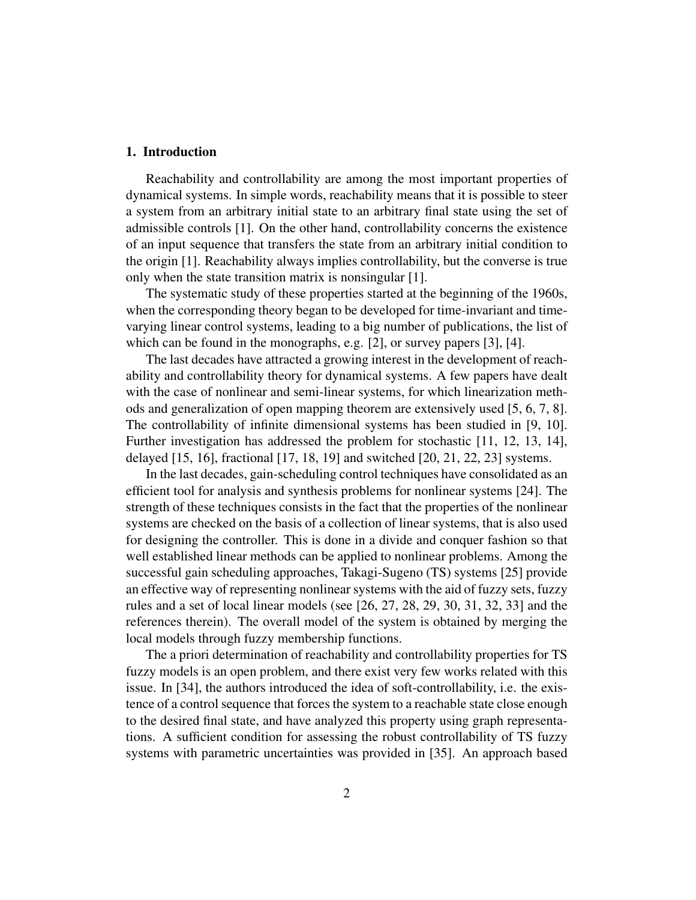## 1. Introduction

Reachability and controllability are among the most important properties of dynamical systems. In simple words, reachability means that it is possible to steer a system from an arbitrary initial state to an arbitrary final state using the set of admissible controls [1]. On the other hand, controllability concerns the existence of an input sequence that transfers the state from an arbitrary initial condition to the origin [1]. Reachability always implies controllability, but the converse is true only when the state transition matrix is nonsingular [1].

The systematic study of these properties started at the beginning of the 1960s, when the corresponding theory began to be developed for time-invariant and time-varying linear control systems, leading to a big number of publications, the list of which can be found in the monographs, e.g. [2], or survey papers [3], [4].

The last decades have attracted a growing interest in the development of reachability and controllability theory for dynamical systems. A few papers have dealt with the case of nonlinear and semi-linear systems, for which linearization methods and generalization of open mapping theorem are extensively used [5, 6, 7, 8]. The controllability of infinite dimensional systems has been studied in [9, 10]. Further investigation has addressed the problem for stochastic [11, 12, 13, 14], delayed [15, 16], fractional [17, 18, 19] and switched [20, 21, 22, 23] systems.

In the last decades, gain-scheduling control techniques have consolidated as an efficient tool for analysis and synthesis problems for nonlinear systems [24]. The strength of these techniques consists in the fact that the properties of the nonlinear systems are checked on the basis of a collection of linear systems, that is also used for designing the controller. This is done in a divide and conquer fashion so that well established linear methods can be applied to nonlinear problems. Among the successful gain scheduling approaches, Takagi-Sugeno (TS) systems [25] provide an effective way of representing nonlinear systems with the aid of fuzzy sets, fuzzy rules and a set of local linear models (see [26, 27, 28, 29, 30, 31, 32, 33] and the references therein). The overall model of the system is obtained by merging the local models through fuzzy membership functions.

The a priori determination of reachability and controllability properties for TS fuzzy models is an open problem, and there exist very few works related with this issue. In [34], the authors introduced the idea of soft-controllability, i.e. the existence of a control sequence that forces the system to a reachable state close enough to the desired final state, and have analyzed this property using graph representations. A sufficient condition for assessing the robust controllability of TS fuzzy systems with parametric uncertainties was provided in [35]. An approach based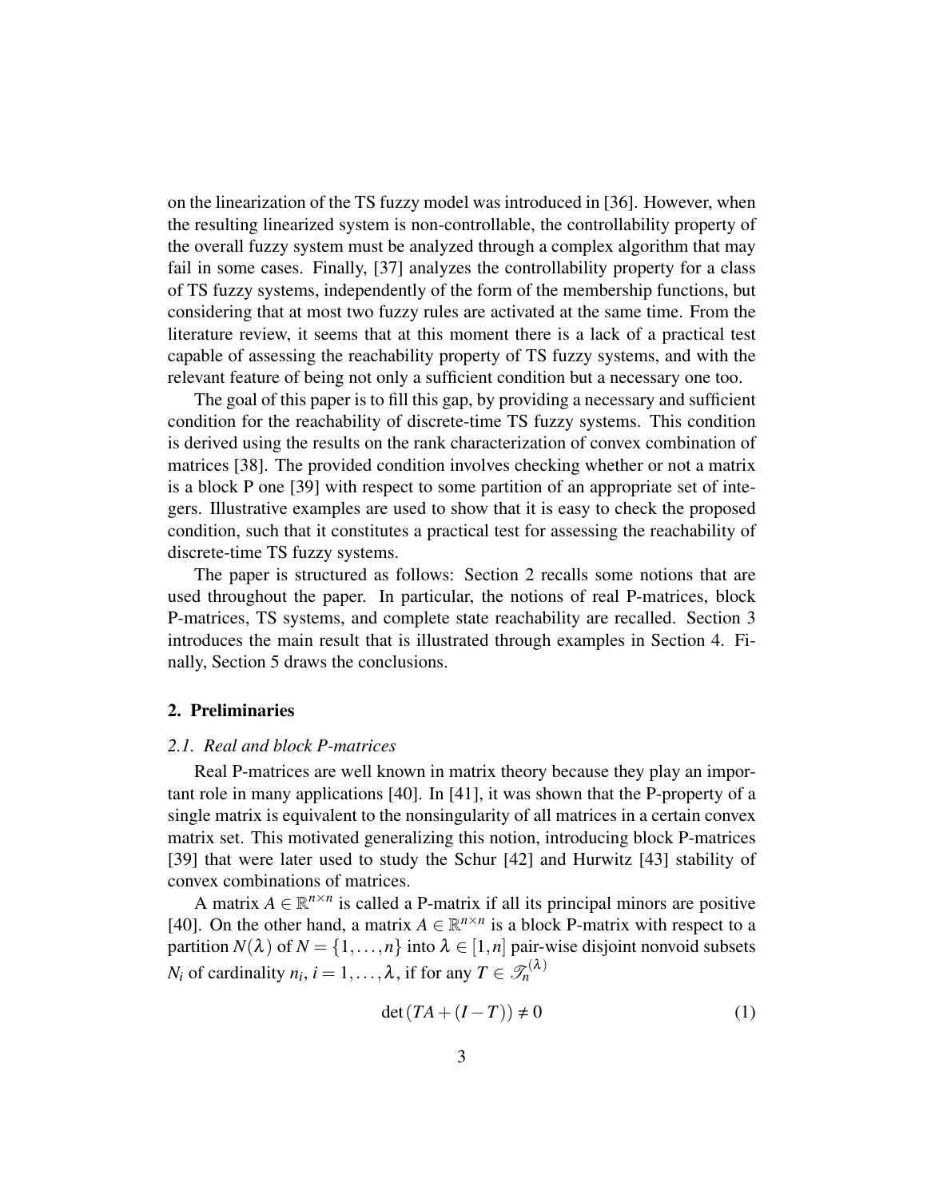on the linearization of the TS fuzzy model was introduced in [36]. However, when the resulting linearized system is non-controllable, the controllability property of the overall fuzzy system must be analyzed through a complex algorithm that may fail in some cases. Finally, [37] analyzes the controllability property for a class of TS fuzzy systems, independently of the form of the membership functions, but considering that at most two fuzzy rules are activated at the same time. From the literature review, it seems that at this moment there is a lack of a practical test capable of assessing the reachability property of TS fuzzy systems, and with the relevant feature of being not only a sufficient condition but a necessary one too.

The goal of this paper is to fill this gap, by providing a necessary and sufficient condition for the reachability of discrete-time TS fuzzy systems. This condition is derived using the results on the rank characterization of convex combination of matrices [38]. The provided condition involves checking whether or not a matrix is a block P one [39] with respect to some partition of an appropriate set of integers. Illustrative examples are used to show that it is easy to check the proposed condition, such that it constitutes a practical test for assessing the reachability of discrete-time TS fuzzy systems.

The paper is structured as follows: Section 2 recalls some notions that are used throughout the paper. In particular, the notions of real P-matrices, block P-matrices, TS systems, and complete state reachability are recalled. Section 3 introduces the main result that is illustrated through examples in Section 4. Finally, Section 5 draws the conclusions.

## 2. Preliminaries

### *2.1. Real and block P-matrices*

Real P-matrices are well known in matrix theory because they play an important role in many applications [40]. In [41], it was shown that the P-property of a single matrix is equivalent to the nonsingularity of all matrices in a certain convex matrix set. This motivated generalizing this notion, introducing block P-matrices [39] that were later used to study the Schur [42] and Hurwitz [43] stability of convex combinations of matrices.

A matrix $A \in \mathbb{R}^{n \times n}$ is called a P-matrix if all its principal minors are positive [40]. On the other hand, a matrix $A \in \mathbb{R}^{n \times n}$ is a block P-matrix with respect to a partition $N(\lambda)$ of $N = \{1, \ldots, n\}$ into $\lambda \in [1, n]$ pair-wise disjoint nonvoid subsets $N_i$ of cardinality $n_i$, $i = 1, \ldots, \lambda$, if for any $T \in \mathscr{T}_n^{(\lambda)}$

$$\det\left(TA + (I - T)\right) \neq 0 \tag{1}$$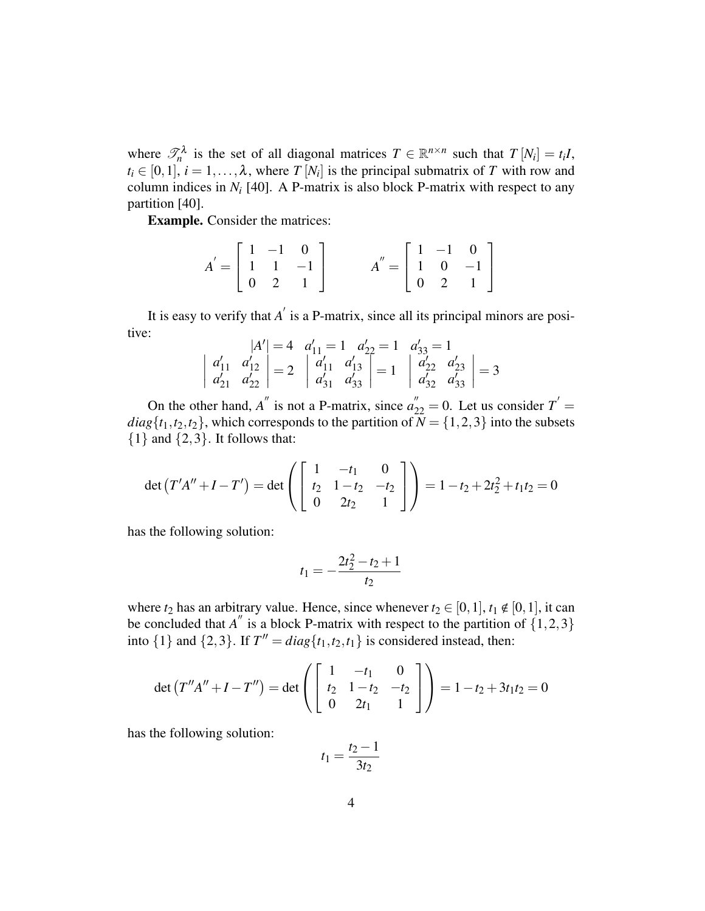where $\mathscr{T}_n^\lambda$ is the set of all diagonal matrices $T \in \mathbb{R}^{n\times n}$ such that $T[N_i] = t_i I$, $t_i \in [0,1]$, $i = 1,\ldots,\lambda$, where $T[N_i]$ is the principal submatrix of $T$ with row and column indices in $N_i$ [40]. A P-matrix is also block P-matrix with respect to any partition [40].

**Example.** Consider the matrices:

$$A^{'} = \begin{bmatrix} 1 & -1 & 0 \\ 1 & 1 & -1 \\ 0 & 2 & 1 \end{bmatrix} \qquad A^{''} = \begin{bmatrix} 1 & -1 & 0 \\ 1 & 0 & -1 \\ 0 & 2 & 1 \end{bmatrix}$$

It is easy to verify that $A^{'}$ is a P-matrix, since all its principal minors are positive:

$$|A'| = 4 \quad a'_{11} = 1 \quad a'_{22} = 1 \quad a'_{33} = 1$$

$$\begin{vmatrix} a'_{11} & a'_{12} \\ a'_{21} & a'_{22} \end{vmatrix} = 2 \quad \begin{vmatrix} a'_{11} & a'_{13} \\ a'_{31} & a'_{33} \end{vmatrix} = 1 \quad \begin{vmatrix} a'_{22} & a'_{23} \\ a'_{32} & a'_{33} \end{vmatrix} = 3$$

On the other hand, $A^{''}$ is not a P-matrix, since $a^{''}_{22} = 0$. Let us consider $T^{'} = diag\{t_1, t_2, t_2\}$, which corresponds to the partition of $N = \{1,2,3\}$ into the subsets $\{1\}$ and $\{2,3\}$. It follows that:

$$\det\left(T'A'' + I - T'\right) = \det\left(\begin{bmatrix} 1 & -t_1 & 0 \\ t_2 & 1-t_2 & -t_2 \\ 0 & 2t_2 & 1 \end{bmatrix}\right) = 1 - t_2 + 2t_2^2 + t_1 t_2 = 0$$

has the following solution:

$$t_1 = -\frac{2t_2^2 - t_2 + 1}{t_2}$$

where $t_2$ has an arbitrary value. Hence, since whenever $t_2 \in [0,1]$, $t_1 \notin [0,1]$, it can be concluded that $A^{''}$ is a block P-matrix with respect to the partition of $\{1,2,3\}$ into $\{1\}$ and $\{2,3\}$. If $T'' = diag\{t_1, t_2, t_1\}$ is considered instead, then:

$$\det\left(T''A'' + I - T''\right) = \det\left(\begin{bmatrix} 1 & -t_1 & 0 \\ t_2 & 1-t_2 & -t_2 \\ 0 & 2t_1 & 1 \end{bmatrix}\right) = 1 - t_2 + 3t_1 t_2 = 0$$

has the following solution:

$$t_1 = \frac{t_2 - 1}{3t_2}$$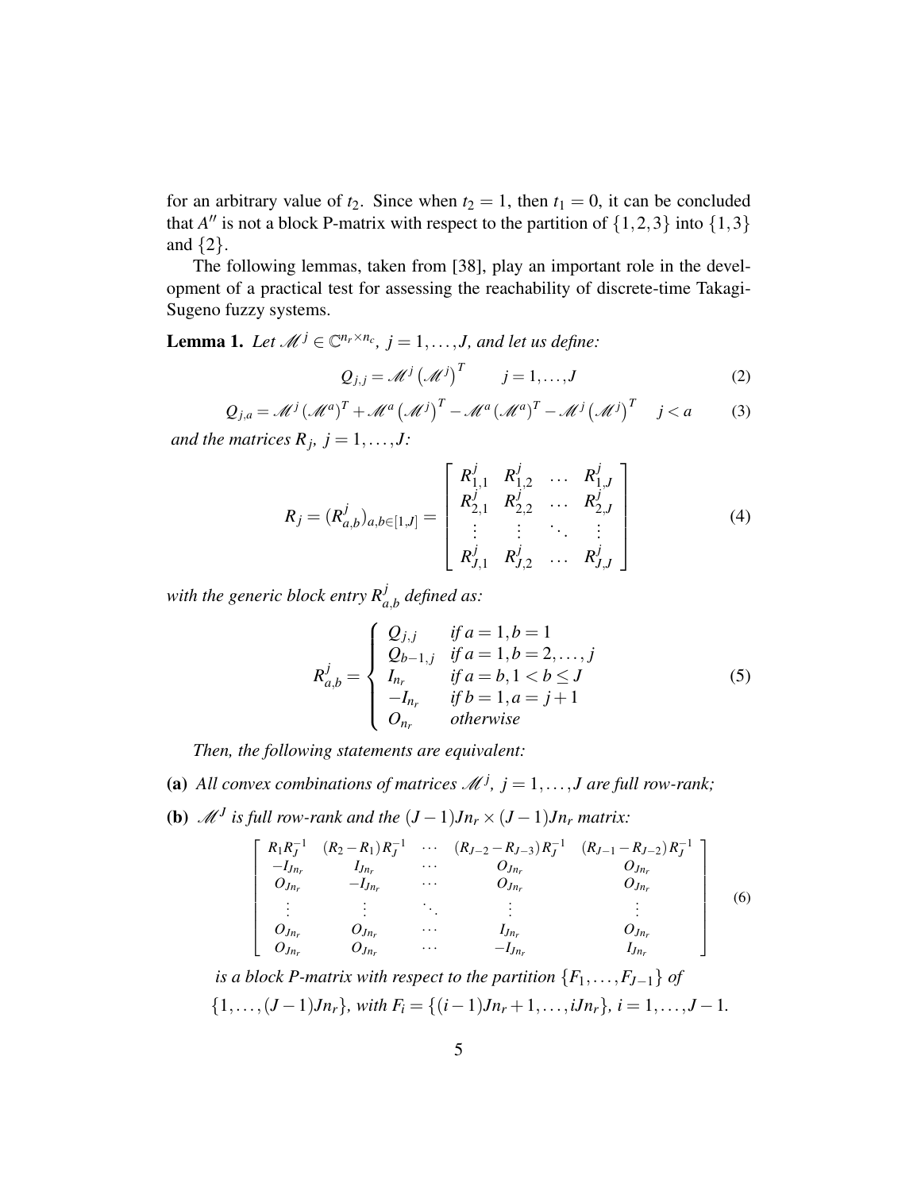for an arbitrary value of $t_2$. Since when $t_2 = 1$, then $t_1 = 0$, it can be concluded that $A''$ is not a block P-matrix with respect to the partition of $\{1,2,3\}$ into $\{1,3\}$ and $\{2\}$.

The following lemmas, taken from [38], play an important role in the development of a practical test for assessing the reachability of discrete-time Takagi-Sugeno fuzzy systems.

**Lemma 1.** *Let $\mathscr{M}^j \in \mathbb{C}^{n_r \times n_c}$, $j = 1, \ldots, J$, and let us define:*

$$Q_{j,j} = \mathscr{M}^j \left(\mathscr{M}^j\right)^T \qquad j = 1, \ldots, J \tag{2}$$

$$Q_{j,a} = \mathscr{M}^j \left(\mathscr{M}^a\right)^T + \mathscr{M}^a \left(\mathscr{M}^j\right)^T - \mathscr{M}^a \left(\mathscr{M}^a\right)^T - \mathscr{M}^j \left(\mathscr{M}^j\right)^T \quad j < a \tag{3}$$

*and the matrices $R_j$, $j = 1, \ldots, J$:*

$$R_j = (R^j_{a,b})_{a,b \in [1,J]} = \begin{bmatrix} R^j_{1,1} & R^j_{1,2} & \ldots & R^j_{1,J} \\ R^j_{2,1} & R^j_{2,2} & \ldots & R^j_{2,J} \\ \vdots & \vdots & \ddots & \vdots \\ R^j_{J,1} & R^j_{J,2} & \ldots & R^j_{J,J} \end{bmatrix} \tag{4}$$

*with the generic block entry $R^j_{a,b}$ defined as:*

$$R^j_{a,b} = \begin{cases} Q_{j,j} & \text{if } a = 1, b = 1 \\ Q_{b-1,j} & \text{if } a = 1, b = 2, \ldots, j \\ I_{n_r} & \text{if } a = b, 1 < b \leq J \\ -I_{n_r} & \text{if } b = 1, a = j+1 \\ O_{n_r} & \text{otherwise} \end{cases} \tag{5}$$

*Then, the following statements are equivalent:*

**(a)** *All convex combinations of matrices $\mathscr{M}^j$, $j = 1, \ldots, J$ are full row-rank;*

**(b)** *$\mathscr{M}^J$ is full row-rank and the $(J-1)Jn_r \times (J-1)Jn_r$ matrix:*

$$\begin{bmatrix} R_1 R_J^{-1} & (R_2 - R_1) R_J^{-1} & \cdots & (R_{J-2} - R_{J-3}) R_J^{-1} & (R_{J-1} - R_{J-2}) R_J^{-1} \\ -I_{Jn_r} & I_{Jn_r} & \cdots & O_{Jn_r} & O_{Jn_r} \\ O_{Jn_r} & -I_{Jn_r} & \cdots & O_{Jn_r} & O_{Jn_r} \\ \vdots & \vdots & \ddots & \vdots & \vdots \\ O_{Jn_r} & O_{Jn_r} & \cdots & I_{Jn_r} & O_{Jn_r} \\ O_{Jn_r} & O_{Jn_r} & \cdots & -I_{Jn_r} & I_{Jn_r} \end{bmatrix} \tag{6}$$

*is a block P-matrix with respect to the partition $\{F_1, \ldots, F_{J-1}\}$ of $\{1, \ldots, (J-1)Jn_r\}$, with $F_i = \{(i-1)Jn_r + 1, \ldots, iJn_r\}$, $i = 1, \ldots, J-1$.*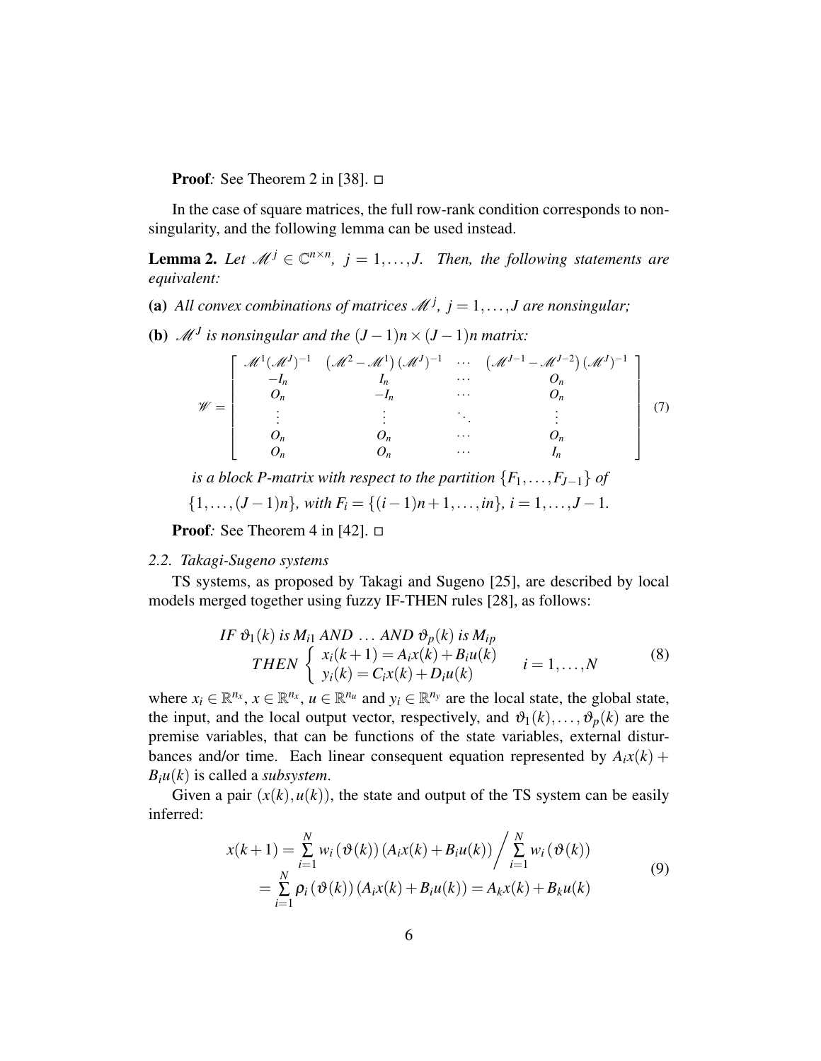**Proof**: See Theorem 2 in [38]. □

In the case of square matrices, the full row-rank condition corresponds to nonsingularity, and the following lemma can be used instead.

**Lemma 2.** *Let $\mathscr{M}^j \in \mathbb{C}^{n\times n}$, $j = 1,\ldots,J$. Then, the following statements are equivalent:*

**(a)** *All convex combinations of matrices $\mathscr{M}^j$, $j = 1,\ldots,J$ are nonsingular;*

**(b)** *$\mathscr{M}^J$ is nonsingular and the $(J-1)n \times (J-1)n$ matrix:*

$$
\mathscr{W} = \begin{bmatrix} \mathscr{M}^1(\mathscr{M}^J)^{-1} & \left(\mathscr{M}^2 - \mathscr{M}^1\right)(\mathscr{M}^J)^{-1} & \cdots & \left(\mathscr{M}^{J-1} - \mathscr{M}^{J-2}\right)(\mathscr{M}^J)^{-1} \\ -I_n & I_n & \cdots & O_n \\ O_n & -I_n & \cdots & O_n \\ \vdots & \vdots & \ddots & \vdots \\ O_n & O_n & \cdots & O_n \\ O_n & O_n & \cdots & I_n \end{bmatrix} \tag{7}
$$

*is a block P-matrix with respect to the partition $\{F_1,\ldots,F_{J-1}\}$ of $\{1,\ldots,(J-1)n\}$, with $F_i = \{(i-1)n+1,\ldots,in\}$, $i = 1,\ldots,J-1$.*

**Proof**: See Theorem 4 in [42]. □

### 2.2. Takagi-Sugeno systems

TS systems, as proposed by Takagi and Sugeno [25], are described by local models merged together using fuzzy IF-THEN rules [28], as follows:

$$
\begin{aligned} &IF\ \vartheta_1(k)\ is\ M_{i1}\ AND\ \ldots\ AND\ \vartheta_p(k)\ is\ M_{ip} \\ &\quad THEN \begin{cases} x_i(k+1) = A_i x(k) + B_i u(k) \\ y_i(k) = C_i x(k) + D_i u(k) \end{cases} \qquad i = 1,\ldots,N \end{aligned} \tag{8}
$$

where $x_i \in \mathbb{R}^{n_x}$, $x \in \mathbb{R}^{n_x}$, $u \in \mathbb{R}^{n_u}$ and $y_i \in \mathbb{R}^{n_y}$ are the local state, the global state, the input, and the local output vector, respectively, and $\vartheta_1(k),\ldots,\vartheta_p(k)$ are the premise variables, that can be functions of the state variables, external disturbances and/or time. Each linear consequent equation represented by $A_i x(k) + B_i u(k)$ is called a *subsystem*.

Given a pair $(x(k),u(k))$, the state and output of the TS system can be easily inferred:

$$
\begin{aligned} x(k+1) &= \sum_{i=1}^{N} w_i\left(\vartheta(k)\right)\left(A_i x(k) + B_i u(k)\right) \Big/ \sum_{i=1}^{N} w_i\left(\vartheta(k)\right) \\ &= \sum_{i=1}^{N} \rho_i\left(\vartheta(k)\right)\left(A_i x(k) + B_i u(k)\right) = A_k x(k) + B_k u(k) \end{aligned} \tag{9}
$$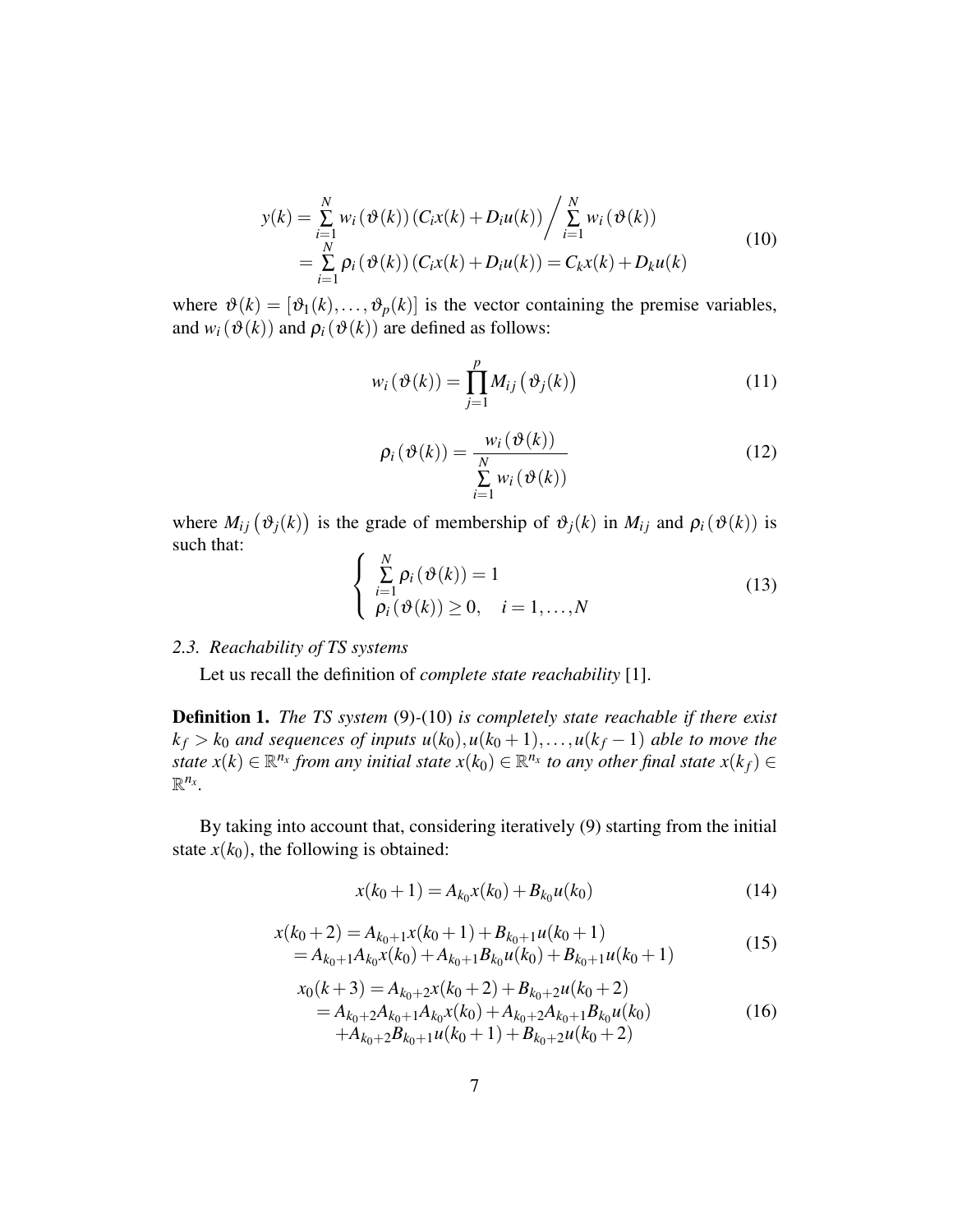$$
\begin{aligned}
y(k) &= \sum_{i=1}^{N} w_i(\vartheta(k))(C_i x(k) + D_i u(k)) \Big/ \sum_{i=1}^{N} w_i(\vartheta(k)) \\
&= \sum_{i=1}^{N} \rho_i(\vartheta(k))(C_i x(k) + D_i u(k)) = C_k x(k) + D_k u(k)
\end{aligned} \tag{10}
$$

where $\vartheta(k) = [\vartheta_1(k), \ldots, \vartheta_p(k)]$ is the vector containing the premise variables, and $w_i(\vartheta(k))$ and $\rho_i(\vartheta(k))$ are defined as follows:

$$
w_i(\vartheta(k)) = \prod_{j=1}^{p} M_{ij}(\vartheta_j(k)) \tag{11}
$$

$$
\rho_i(\vartheta(k)) = \frac{w_i(\vartheta(k))}{\sum\limits_{i=1}^{N} w_i(\vartheta(k))} \tag{12}
$$

where $M_{ij}(\vartheta_j(k))$ is the grade of membership of $\vartheta_j(k)$ in $M_{ij}$ and $\rho_i(\vartheta(k))$ is such that:

$$
\begin{cases}
\sum\limits_{i=1}^{N} \rho_i(\vartheta(k)) = 1 \\
\rho_i(\vartheta(k)) \geq 0, \quad i = 1, \ldots, N
\end{cases} \tag{13}
$$

### *2.3. Reachability of TS systems*

Let us recall the definition of *complete state reachability* [1].

**Definition 1.** *The TS system* (9)-(10) *is completely state reachable if there exist* $k_f > k_0$ *and sequences of inputs* $u(k_0), u(k_0+1), \ldots, u(k_f-1)$ *able to move the state* $x(k) \in \mathbb{R}^{n_x}$ *from any initial state* $x(k_0) \in \mathbb{R}^{n_x}$ *to any other final state* $x(k_f) \in \mathbb{R}^{n_x}$.

By taking into account that, considering iteratively (9) starting from the initial state $x(k_0)$, the following is obtained:

$$
x(k_0+1) = A_{k_0} x(k_0) + B_{k_0} u(k_0) \tag{14}
$$

$$
\begin{aligned}
x(k_0+2) &= A_{k_0+1} x(k_0+1) + B_{k_0+1} u(k_0+1) \\
&= A_{k_0+1} A_{k_0} x(k_0) + A_{k_0+1} B_{k_0} u(k_0) + B_{k_0+1} u(k_0+1)
\end{aligned} \tag{15}
$$

$$
\begin{aligned}
x_0(k+3) &= A_{k_0+2} x(k_0+2) + B_{k_0+2} u(k_0+2) \\
&= A_{k_0+2} A_{k_0+1} A_{k_0} x(k_0) + A_{k_0+2} A_{k_0+1} B_{k_0} u(k_0) \\
&\quad + A_{k_0+2} B_{k_0+1} u(k_0+1) + B_{k_0+2} u(k_0+2)
\end{aligned} \tag{16}
$$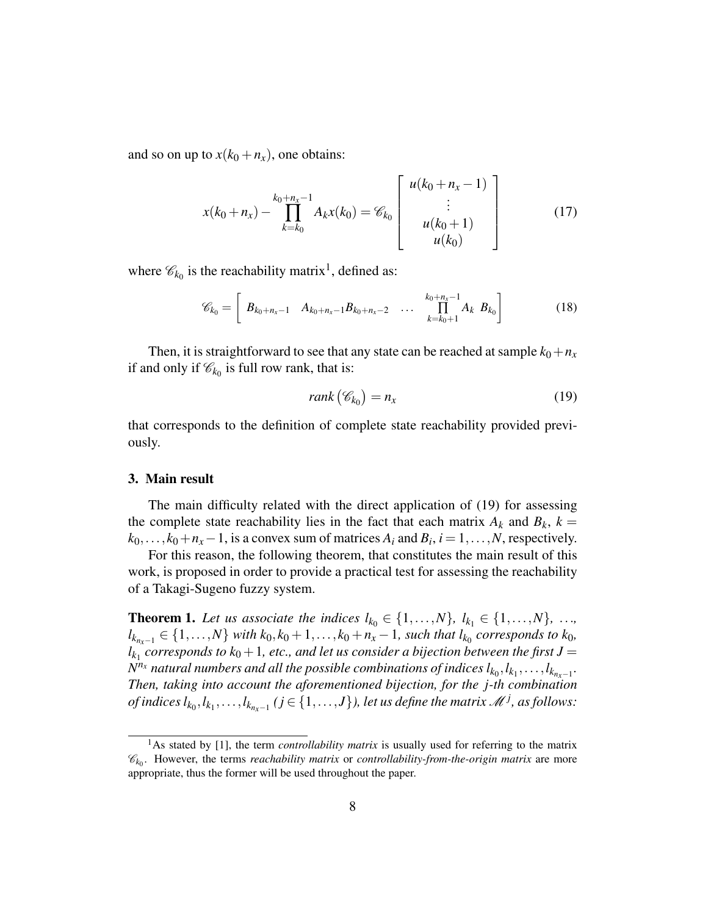and so on up to $x(k_0+n_x)$, one obtains:

$$x(k_0+n_x) - \prod_{k=k_0}^{k_0+n_x-1} A_k x(k_0) = \mathscr{C}_{k_0} \begin{bmatrix} u(k_0+n_x-1) \\ \vdots \\ u(k_0+1) \\ u(k_0) \end{bmatrix} \tag{17}$$

where $\mathscr{C}_{k_0}$ is the reachability matrix[1], defined as:

$$\mathscr{C}_{k_0} = \begin{bmatrix} B_{k_0+n_x-1} & A_{k_0+n_x-1}B_{k_0+n_x-2} & \dots & \prod_{k=k_0+1}^{k_0+n_x-1} A_k \ B_{k_0} \end{bmatrix} \tag{18}$$

Then, it is straightforward to see that any state can be reached at sample $k_0+n_x$ if and only if $\mathscr{C}_{k_0}$ is full row rank, that is:

$$rank\left(\mathscr{C}_{k_0}\right) = n_x \tag{19}$$

that corresponds to the definition of complete state reachability provided previously.

## 3. Main result

The main difficulty related with the direct application of (19) for assessing the complete state reachability lies in the fact that each matrix $A_k$ and $B_k$, $k = k_0, \dots, k_0+n_x-1$, is a convex sum of matrices $A_i$ and $B_i$, $i = 1, \dots, N$, respectively.

For this reason, the following theorem, that constitutes the main result of this work, is proposed in order to provide a practical test for assessing the reachability of a Takagi-Sugeno fuzzy system.

**Theorem 1.** *Let us associate the indices $l_{k_0} \in \{1, \dots, N\}$, $l_{k_1} \in \{1, \dots, N\}$, ..., $l_{k_{n_x-1}} \in \{1, \dots, N\}$ with $k_0, k_0+1, \dots, k_0+n_x-1$, such that $l_{k_0}$ corresponds to $k_0$, $l_{k_1}$ corresponds to $k_0+1$, etc., and let us consider a bijection between the first $J = N^{n_x}$ natural numbers and all the possible combinations of indices $l_{k_0}, l_{k_1}, \dots, l_{k_{n_x-1}}$. Then, taking into account the aforementioned bijection, for the $j$-th combination of indices $l_{k_0}, l_{k_1}, \dots, l_{k_{n_x-1}}$ ($j \in \{1, \dots, J\}$), let us define the matrix $\mathscr{M}^j$, as follows:*

---

[1] As stated by [1], the term *controllability matrix* is usually used for referring to the matrix $\mathscr{C}_{k_0}$. However, the terms *reachability matrix* or *controllability-from-the-origin matrix* are more appropriate, thus the former will be used throughout the paper.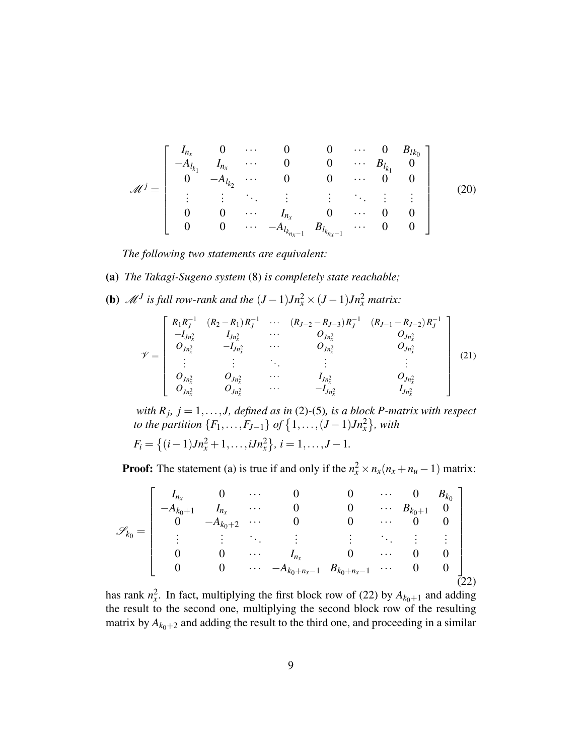$$
\mathscr{M}^j = \begin{bmatrix}
I_{n_x} & 0 & \cdots & 0 & 0 & \cdots & 0 & B_{l k_0} \\
-A_{l_{k_1}} & I_{n_x} & \cdots & 0 & 0 & \cdots & B_{l_{k_1}} & 0 \\
0 & -A_{l_{k_2}} & \cdots & 0 & 0 & \cdots & 0 & 0 \\
\vdots & \vdots & \ddots & \vdots & \vdots & \ddots & \vdots & \vdots \\
0 & 0 & \cdots & I_{n_x} & 0 & \cdots & 0 & 0 \\
0 & 0 & \cdots & -A_{l_{k_{n_x-1}}} & B_{l_{k_{n_x-1}}} & \cdots & 0 & 0
\end{bmatrix} \tag{20}
$$

*The following two statements are equivalent:*

**(a)** *The Takagi-Sugeno system* (8) *is completely state reachable;*

**(b)** $\mathscr{M}^J$ *is full row-rank and the* $(J-1)Jn_x^2 \times (J-1)Jn_x^2$ *matrix:*

$$
\mathscr{V} = \begin{bmatrix}
R_1 R_J^{-1} & (R_2 - R_1) R_J^{-1} & \cdots & (R_{J-2} - R_{J-3}) R_J^{-1} & (R_{J-1} - R_{J-2}) R_J^{-1} \\
-I_{Jn_x^2} & I_{Jn_x^2} & \cdots & O_{Jn_x^2} & O_{Jn_x^2} \\
O_{Jn_x^2} & -I_{Jn_x^2} & \cdots & O_{Jn_x^2} & O_{Jn_x^2} \\
\vdots & \vdots & \ddots & \vdots & \vdots \\
O_{Jn_x^2} & O_{Jn_x^2} & \cdots & I_{Jn_x^2} & O_{Jn_x^2} \\
O_{Jn_x^2} & O_{Jn_x^2} & \cdots & -I_{Jn_x^2} & I_{Jn_x^2}
\end{bmatrix} \tag{21}
$$

*with* $R_j$*,* $j = 1, \ldots, J$*, defined as in* (2)-(5)*, is a block P-matrix with respect to the partition* $\{F_1, \ldots, F_{J-1}\}$ *of* $\{1, \ldots, (J-1)Jn_x^2\}$*, with* $F_i = \{(i-1)Jn_x^2 + 1, \ldots, iJn_x^2\}$*,* $i = 1, \ldots, J-1$*.*

**Proof:** The statement (a) is true if and only if the $n_x^2 \times n_x(n_x + n_u - 1)$ matrix:

$$
\mathscr{S}_{k_0} = \begin{bmatrix}
I_{n_x} & 0 & \cdots & 0 & 0 & \cdots & 0 & B_{k_0} \\
-A_{k_0+1} & I_{n_x} & \cdots & 0 & 0 & \cdots & B_{k_0+1} & 0 \\
0 & -A_{k_0+2} & \cdots & 0 & 0 & \cdots & 0 & 0 \\
\vdots & \vdots & \ddots & \vdots & \vdots & \ddots & \vdots & \vdots \\
0 & 0 & \cdots & I_{n_x} & 0 & \cdots & 0 & 0 \\
0 & 0 & \cdots & -A_{k_0+n_x-1} & B_{k_0+n_x-1} & \cdots & 0 & 0
\end{bmatrix} \tag{22}
$$

has rank $n_x^2$. In fact, multiplying the first block row of (22) by $A_{k_0+1}$ and adding the result to the second one, multiplying the second block row of the resulting matrix by $A_{k_0+2}$ and adding the result to the third one, and proceeding in a similar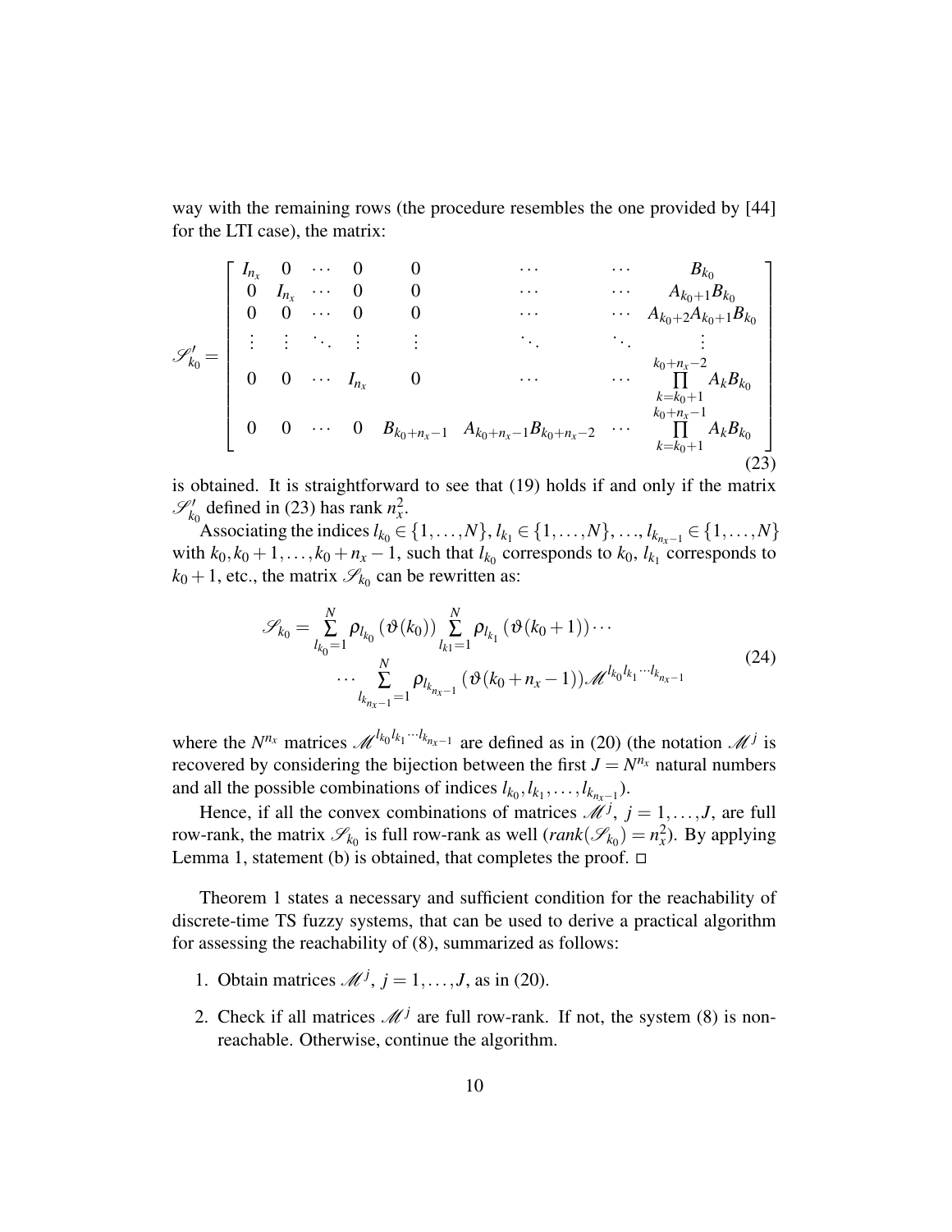way with the remaining rows (the procedure resembles the one provided by [44] for the LTI case), the matrix:

$$
\mathscr{S}'_{k_0} = \begin{bmatrix}
I_{n_x} & 0 & \cdots & 0 & 0 & \cdots & \cdots & B_{k_0} \\
0 & I_{n_x} & \cdots & 0 & 0 & \cdots & \cdots & A_{k_0+1}B_{k_0} \\
0 & 0 & \cdots & 0 & 0 & \cdots & \cdots & A_{k_0+2}A_{k_0+1}B_{k_0} \\
\vdots & \vdots & \ddots & \vdots & \vdots & \ddots & \ddots & \vdots \\
0 & 0 & \cdots & I_{n_x} & 0 & \cdots & \cdots & \prod_{k=k_0+1}^{k_0+n_x-2} A_k B_{k_0} \\
0 & 0 & \cdots & 0 & B_{k_0+n_x-1} & A_{k_0+n_x-1}B_{k_0+n_x-2} & \cdots & \prod_{k=k_0+1}^{k_0+n_x-1} A_k B_{k_0}
\end{bmatrix} \tag{23}
$$

is obtained. It is straightforward to see that (19) holds if and only if the matrix $\mathscr{S}'_{k_0}$ defined in (23) has rank $n_x^2$.

Associating the indices $l_{k_0} \in \{1,\ldots,N\}$, $l_{k_1} \in \{1,\ldots,N\}$, ..., $l_{k_{n_x-1}} \in \{1,\ldots,N\}$ with $k_0, k_0+1, \ldots, k_0+n_x-1$, such that $l_{k_0}$ corresponds to $k_0$, $l_{k_1}$ corresponds to $k_0+1$, etc., the matrix $\mathscr{S}_{k_0}$ can be rewritten as:

$$
\begin{aligned}
\mathscr{S}_{k_0} = \sum_{l_{k_0}=1}^{N} \rho_{l_{k_0}}(\vartheta(k_0)) \sum_{l_{k1}=1}^{N} \rho_{l_{k_1}}(\vartheta(k_0+1)) \cdots \\
\cdots \sum_{l_{k_{n_x-1}}=1}^{N} \rho_{l_{k_{n_x-1}}}(\vartheta(k_0+n_x-1)) \mathscr{M}^{l_{k_0} l_{k_1} \cdots l_{k_{n_x-1}}}
\end{aligned} \tag{24}
$$

where the $N^{n_x}$ matrices $\mathscr{M}^{l_{k_0} l_{k_1} \cdots l_{k_{n_x-1}}}$ are defined as in (20) (the notation $\mathscr{M}^j$ is recovered by considering the bijection between the first $J = N^{n_x}$ natural numbers and all the possible combinations of indices $l_{k_0}, l_{k_1}, \ldots, l_{k_{n_x-1}}$).

Hence, if all the convex combinations of matrices $\mathscr{M}^j$, $j = 1, \ldots, J$, are full row-rank, the matrix $\mathscr{S}_{k_0}$ is full row-rank as well ($rank(\mathscr{S}_{k_0}) = n_x^2$). By applying Lemma 1, statement (b) is obtained, that completes the proof. $\square$

Theorem 1 states a necessary and sufficient condition for the reachability of discrete-time TS fuzzy systems, that can be used to derive a practical algorithm for assessing the reachability of (8), summarized as follows:

1. Obtain matrices $\mathscr{M}^j$, $j = 1, \ldots, J$, as in (20).
2. Check if all matrices $\mathscr{M}^j$ are full row-rank. If not, the system (8) is non-reachable. Otherwise, continue the algorithm.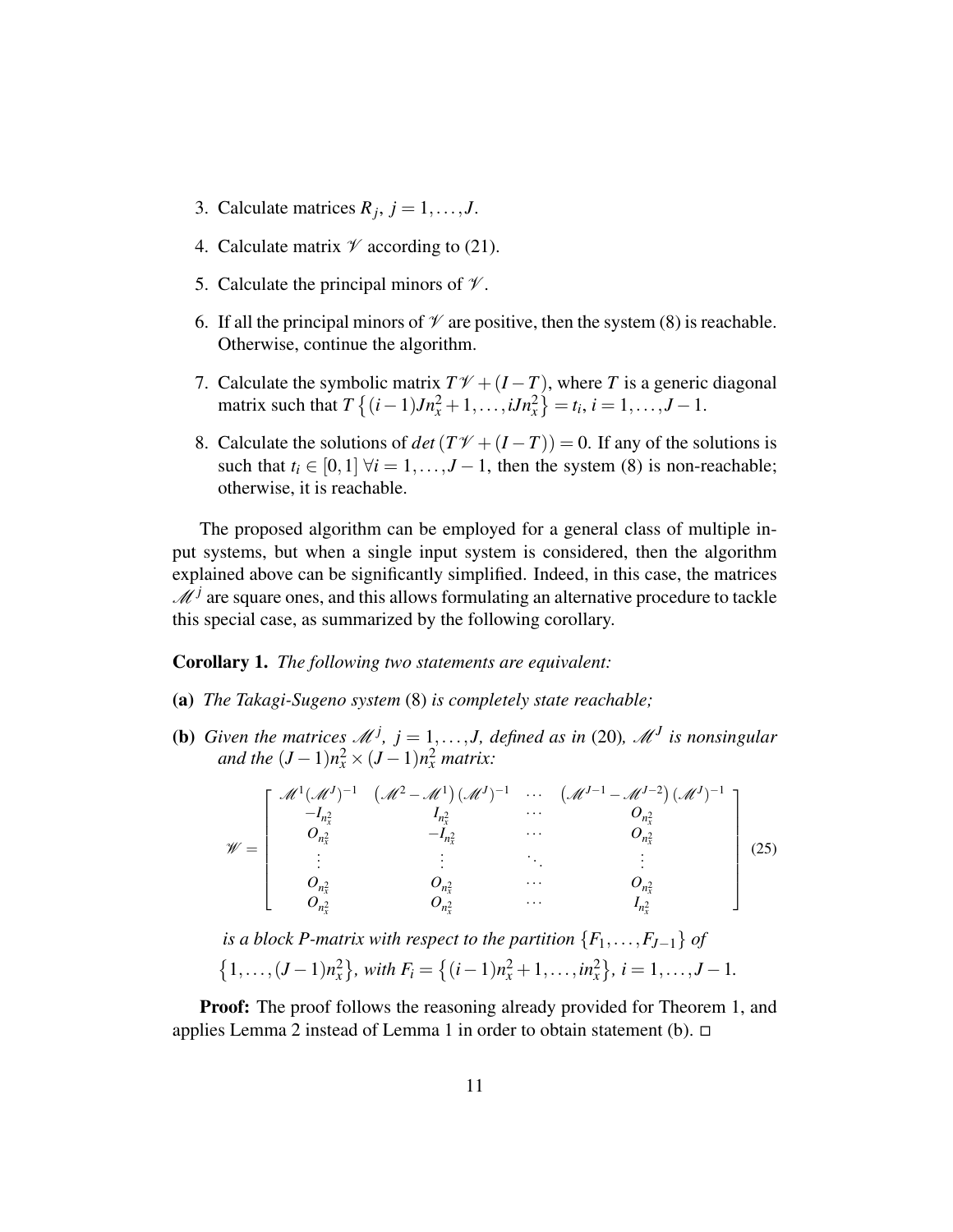3. Calculate matrices $R_j$, $j = 1, \ldots, J$.

4. Calculate matrix $\mathscr{V}$ according to (21).

5. Calculate the principal minors of $\mathscr{V}$.

6. If all the principal minors of $\mathscr{V}$ are positive, then the system (8) is reachable. Otherwise, continue the algorithm.

7. Calculate the symbolic matrix $T\mathscr{V} + (I - T)$, where $T$ is a generic diagonal matrix such that $T\left\{(i-1)Jn_x^2 + 1, \ldots, iJn_x^2\right\} = t_i$, $i = 1, \ldots, J-1$.

8. Calculate the solutions of $det\left(T\mathscr{V} + (I - T)\right) = 0$. If any of the solutions is such that $t_i \in [0,1]$ $\forall i = 1, \ldots, J-1$, then the system (8) is non-reachable; otherwise, it is reachable.

The proposed algorithm can be employed for a general class of multiple input systems, but when a single input system is considered, then the algorithm explained above can be significantly simplified. Indeed, in this case, the matrices $\mathscr{M}^j$ are square ones, and this allows formulating an alternative procedure to tackle this special case, as summarized by the following corollary.

**Corollary 1.** *The following two statements are equivalent:*

**(a)** *The Takagi-Sugeno system* (8) *is completely state reachable;*

**(b)** *Given the matrices $\mathscr{M}^j$, $j = 1, \ldots, J$, defined as in* (20)*, $\mathscr{M}^J$ is nonsingular and the $(J-1)n_x^2 \times (J-1)n_x^2$ matrix:*

$$
\mathscr{W} = \begin{bmatrix}
\mathscr{M}^1(\mathscr{M}^J)^{-1} & \left(\mathscr{M}^2 - \mathscr{M}^1\right)(\mathscr{M}^J)^{-1} & \cdots & \left(\mathscr{M}^{J-1} - \mathscr{M}^{J-2}\right)(\mathscr{M}^J)^{-1} \\
-I_{n_x^2} & I_{n_x^2} & \cdots & O_{n_x^2} \\
O_{n_x^2} & -I_{n_x^2} & \cdots & O_{n_x^2} \\
\vdots & \vdots & \ddots & \vdots \\
O_{n_x^2} & O_{n_x^2} & \cdots & O_{n_x^2} \\
O_{n_x^2} & O_{n_x^2} & \cdots & I_{n_x^2}
\end{bmatrix} \tag{25}
$$

*is a block P-matrix with respect to the partition $\{F_1, \ldots, F_{J-1}\}$ of $\left\{1, \ldots, (J-1)n_x^2\right\}$, with $F_i = \left\{(i-1)n_x^2 + 1, \ldots, in_x^2\right\}$, $i = 1, \ldots, J-1$.*

**Proof:** The proof follows the reasoning already provided for Theorem 1, and applies Lemma 2 instead of Lemma 1 in order to obtain statement (b). □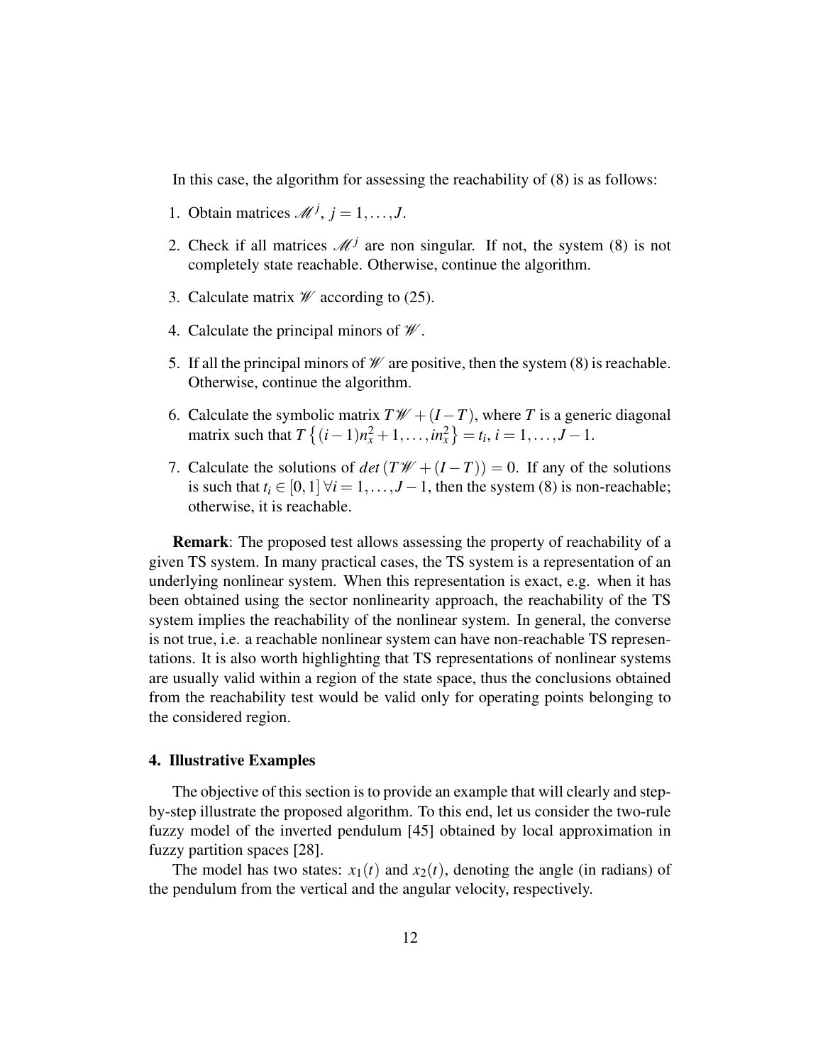In this case, the algorithm for assessing the reachability of (8) is as follows:

1. Obtain matrices $\mathscr{M}^j$, $j = 1,\ldots,J$.

2. Check if all matrices $\mathscr{M}^j$ are non singular. If not, the system (8) is not completely state reachable. Otherwise, continue the algorithm.

3. Calculate matrix $\mathscr{W}$ according to (25).

4. Calculate the principal minors of $\mathscr{W}$.

5. If all the principal minors of $\mathscr{W}$ are positive, then the system (8) is reachable. Otherwise, continue the algorithm.

6. Calculate the symbolic matrix $T\mathscr{W} + (I - T)$, where $T$ is a generic diagonal matrix such that $T\left\{(i-1)n_x^2 + 1,\ldots,in_x^2\right\} = t_i$, $i = 1,\ldots,J-1$.

7. Calculate the solutions of $det\left(T\mathscr{W} + (I - T)\right) = 0$. If any of the solutions is such that $t_i \in [0,1]\ \forall i = 1,\ldots,J-1$, then the system (8) is non-reachable; otherwise, it is reachable.

**Remark**: The proposed test allows assessing the property of reachability of a given TS system. In many practical cases, the TS system is a representation of an underlying nonlinear system. When this representation is exact, e.g. when it has been obtained using the sector nonlinearity approach, the reachability of the TS system implies the reachability of the nonlinear system. In general, the converse is not true, i.e. a reachable nonlinear system can have non-reachable TS representations. It is also worth highlighting that TS representations of nonlinear systems are usually valid within a region of the state space, thus the conclusions obtained from the reachability test would be valid only for operating points belonging to the considered region.

## 4. Illustrative Examples

The objective of this section is to provide an example that will clearly and step-by-step illustrate the proposed algorithm. To this end, let us consider the two-rule fuzzy model of the inverted pendulum [45] obtained by local approximation in fuzzy partition spaces [28].

The model has two states: $x_1(t)$ and $x_2(t)$, denoting the angle (in radians) of the pendulum from the vertical and the angular velocity, respectively.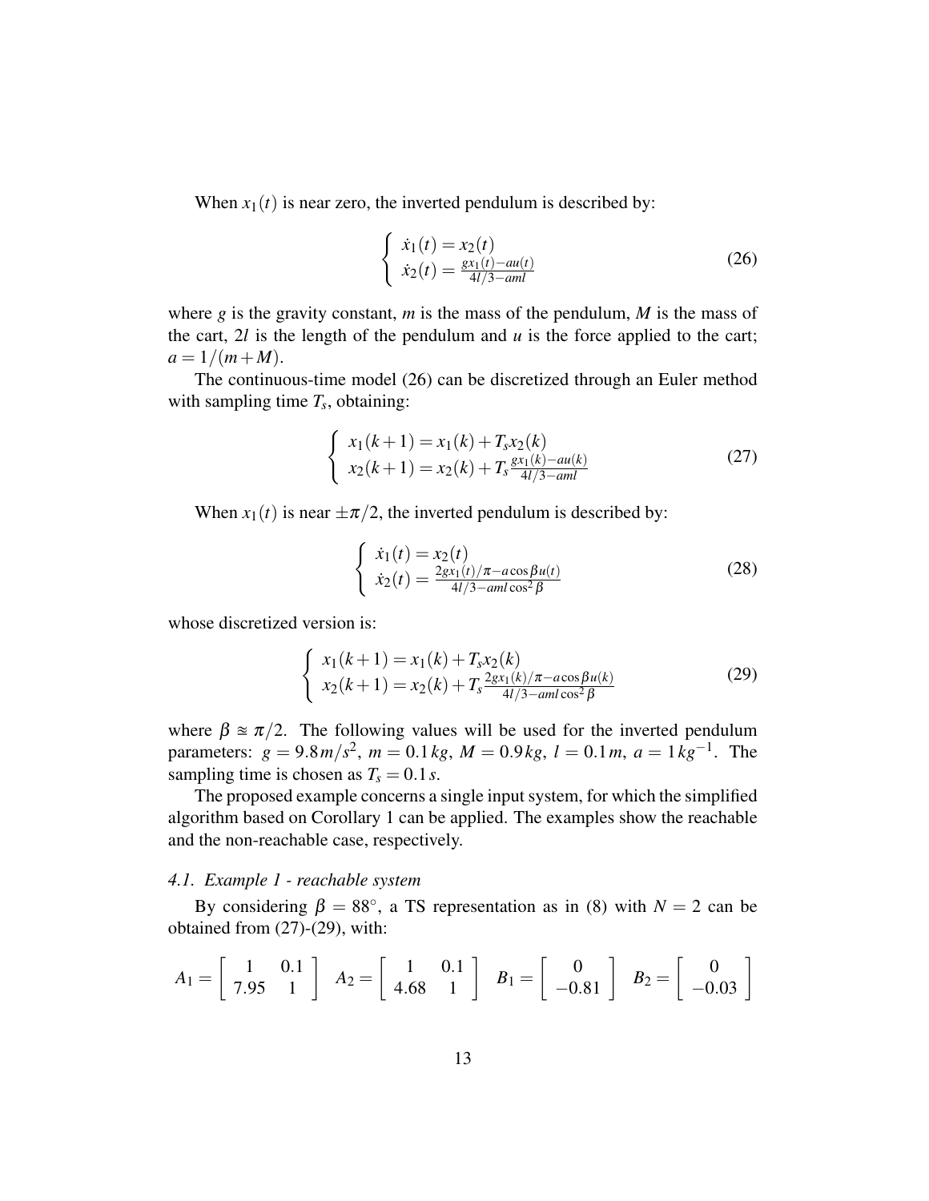When $x_1(t)$ is near zero, the inverted pendulum is described by:

$$\left\{ \begin{array}{l} \dot{x}_1(t) = x_2(t) \\ \dot{x}_2(t) = \frac{g x_1(t) - a u(t)}{4l/3 - aml} \end{array} \right. \tag{26}$$

where $g$ is the gravity constant, $m$ is the mass of the pendulum, $M$ is the mass of the cart, $2l$ is the length of the pendulum and $u$ is the force applied to the cart; $a = 1/(m+M)$.

The continuous-time model (26) can be discretized through an Euler method with sampling time $T_s$, obtaining:

$$\left\{ \begin{array}{l} x_1(k+1) = x_1(k) + T_s x_2(k) \\ x_2(k+1) = x_2(k) + T_s \frac{g x_1(k) - a u(k)}{4l/3 - aml} \end{array} \right. \tag{27}$$

When $x_1(t)$ is near $\pm\pi/2$, the inverted pendulum is described by:

$$\left\{ \begin{array}{l} \dot{x}_1(t) = x_2(t) \\ \dot{x}_2(t) = \frac{2 g x_1(t)/\pi - a \cos\beta u(t)}{4l/3 - aml \cos^2\beta} \end{array} \right. \tag{28}$$

whose discretized version is:

$$\left\{ \begin{array}{l} x_1(k+1) = x_1(k) + T_s x_2(k) \\ x_2(k+1) = x_2(k) + T_s \frac{2 g x_1(k)/\pi - a \cos\beta u(k)}{4l/3 - aml \cos^2\beta} \end{array} \right. \tag{29}$$

where $\beta \cong \pi/2$. The following values will be used for the inverted pendulum parameters: $g = 9.8\,m/s^2$, $m = 0.1\,kg$, $M = 0.9\,kg$, $l = 0.1\,m$, $a = 1\,kg^{-1}$. The sampling time is chosen as $T_s = 0.1\,s$.

The proposed example concerns a single input system, for which the simplified algorithm based on Corollary 1 can be applied. The examples show the reachable and the non-reachable case, respectively.

### *4.1. Example 1 - reachable system*

By considering $\beta = 88^\circ$, a TS representation as in (8) with $N = 2$ can be obtained from (27)-(29), with:

$$A_1 = \begin{bmatrix} 1 & 0.1 \\ 7.95 & 1 \end{bmatrix} \quad A_2 = \begin{bmatrix} 1 & 0.1 \\ 4.68 & 1 \end{bmatrix} \quad B_1 = \begin{bmatrix} 0 \\ -0.81 \end{bmatrix} \quad B_2 = \begin{bmatrix} 0 \\ -0.03 \end{bmatrix}$$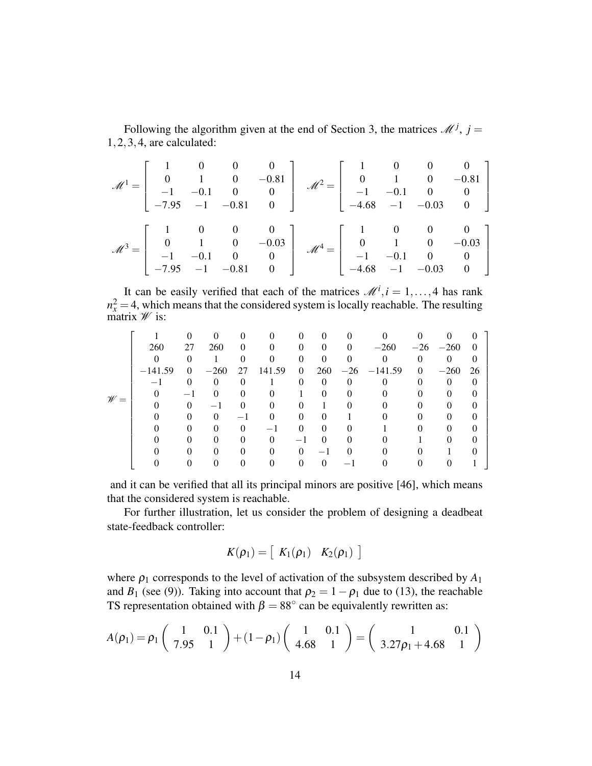Following the algorithm given at the end of Section 3, the matrices $\mathscr{M}^j$, $j = 1,2,3,4$, are calculated:

$$\mathscr{M}^1 = \begin{bmatrix} 1 & 0 & 0 & 0 \\ 0 & 1 & 0 & -0.81 \\ -1 & -0.1 & 0 & 0 \\ -7.95 & -1 & -0.81 & 0 \end{bmatrix} \quad \mathscr{M}^2 = \begin{bmatrix} 1 & 0 & 0 & 0 \\ 0 & 1 & 0 & -0.81 \\ -1 & -0.1 & 0 & 0 \\ -4.68 & -1 & -0.03 & 0 \end{bmatrix}$$

$$\mathscr{M}^3 = \begin{bmatrix} 1 & 0 & 0 & 0 \\ 0 & 1 & 0 & -0.03 \\ -1 & -0.1 & 0 & 0 \\ -7.95 & -1 & -0.81 & 0 \end{bmatrix} \quad \mathscr{M}^4 = \begin{bmatrix} 1 & 0 & 0 & 0 \\ 0 & 1 & 0 & -0.03 \\ -1 & -0.1 & 0 & 0 \\ -4.68 & -1 & -0.03 & 0 \end{bmatrix}$$

It can be easily verified that each of the matrices $\mathscr{M}^i, i = 1,\ldots,4$ has rank $n_x^2 = 4$, which means that the considered system is locally reachable. The resulting matrix $\mathscr{W}$ is:

$$\mathscr{W} = \begin{bmatrix} 1 & 0 & 0 & 0 & 0 & 0 & 0 & 0 & 0 & 0 & 0 & 0 \\ 260 & 27 & 260 & 0 & 0 & 0 & 0 & 0 & -260 & -26 & -260 & 0 \\ 0 & 0 & 1 & 0 & 0 & 0 & 0 & 0 & 0 & 0 & 0 & 0 \\ -141.59 & 0 & -260 & 27 & 141.59 & 0 & 260 & -26 & -141.59 & 0 & -260 & 26 \\ -1 & 0 & 0 & 0 & 1 & 0 & 0 & 0 & 0 & 0 & 0 & 0 \\ 0 & -1 & 0 & 0 & 0 & 1 & 0 & 0 & 0 & 0 & 0 & 0 \\ 0 & 0 & -1 & 0 & 0 & 0 & 1 & 0 & 0 & 0 & 0 & 0 \\ 0 & 0 & 0 & -1 & 0 & 0 & 0 & 1 & 0 & 0 & 0 & 0 \\ 0 & 0 & 0 & 0 & -1 & 0 & 0 & 0 & 1 & 0 & 0 & 0 \\ 0 & 0 & 0 & 0 & 0 & -1 & 0 & 0 & 0 & 1 & 0 & 0 \\ 0 & 0 & 0 & 0 & 0 & 0 & -1 & 0 & 0 & 0 & 1 & 0 \\ 0 & 0 & 0 & 0 & 0 & 0 & 0 & -1 & 0 & 0 & 0 & 1 \end{bmatrix}$$

and it can be verified that all its principal minors are positive [46], which means that the considered system is reachable.

For further illustration, let us consider the problem of designing a deadbeat state-feedback controller:

$$K(\rho_1) = \left[\begin{array}{cc} K_1(\rho_1) & K_2(\rho_1) \end{array}\right]$$

where $\rho_1$ corresponds to the level of activation of the subsystem described by $A_1$ and $B_1$ (see (9)). Taking into account that $\rho_2 = 1-\rho_1$ due to (13), the reachable TS representation obtained with $\beta = 88^\circ$ can be equivalently rewritten as:

$$A(\rho_1) = \rho_1 \begin{pmatrix} 1 & 0.1 \\ 7.95 & 1 \end{pmatrix} + (1-\rho_1)\begin{pmatrix} 1 & 0.1 \\ 4.68 & 1 \end{pmatrix} = \begin{pmatrix} 1 & 0.1 \\ 3.27\rho_1 + 4.68 & 1 \end{pmatrix}$$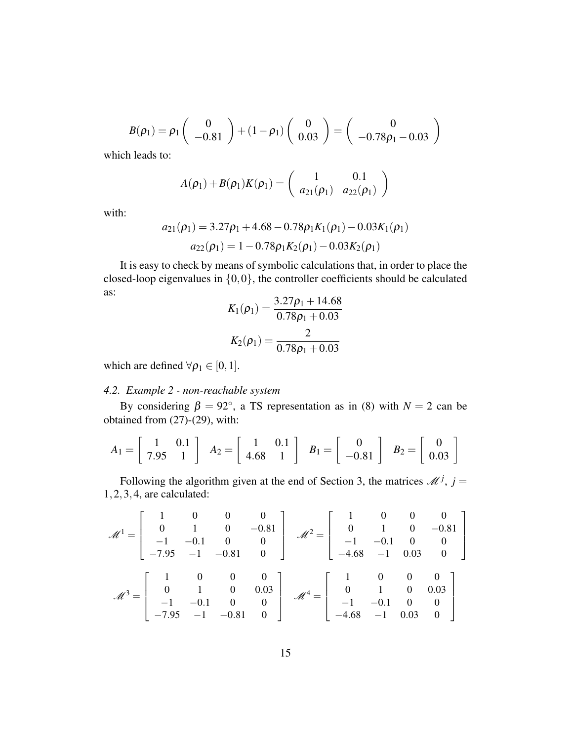$$B(\rho_1) = \rho_1 \begin{pmatrix} 0 \\ -0.81 \end{pmatrix} + (1-\rho_1) \begin{pmatrix} 0 \\ 0.03 \end{pmatrix} = \begin{pmatrix} 0 \\ -0.78\rho_1 - 0.03 \end{pmatrix}$$

which leads to:

$$A(\rho_1) + B(\rho_1)K(\rho_1) = \begin{pmatrix} 1 & 0.1 \\ a_{21}(\rho_1) & a_{22}(\rho_1) \end{pmatrix}$$

with:

$$a_{21}(\rho_1) = 3.27\rho_1 + 4.68 - 0.78\rho_1 K_1(\rho_1) - 0.03K_1(\rho_1)$$
$$a_{22}(\rho_1) = 1 - 0.78\rho_1 K_2(\rho_1) - 0.03K_2(\rho_1)$$

It is easy to check by means of symbolic calculations that, in order to place the closed-loop eigenvalues in $\{0,0\}$, the controller coefficients should be calculated as:

$$K_1(\rho_1) = \frac{3.27\rho_1 + 14.68}{0.78\rho_1 + 0.03}$$
$$K_2(\rho_1) = \frac{2}{0.78\rho_1 + 0.03}$$

which are defined $\forall \rho_1 \in [0,1]$.

### 4.2. Example 2 - non-reachable system

By considering $\beta = 92^\circ$, a TS representation as in (8) with $N = 2$ can be obtained from (27)-(29), with:

$$A_1 = \begin{bmatrix} 1 & 0.1 \\ 7.95 & 1 \end{bmatrix} \quad A_2 = \begin{bmatrix} 1 & 0.1 \\ 4.68 & 1 \end{bmatrix} \quad B_1 = \begin{bmatrix} 0 \\ -0.81 \end{bmatrix} \quad B_2 = \begin{bmatrix} 0 \\ 0.03 \end{bmatrix}$$

Following the algorithm given at the end of Section 3, the matrices $\mathscr{M}^j$, $j = 1,2,3,4$, are calculated:

$$\mathscr{M}^1 = \begin{bmatrix} 1 & 0 & 0 & 0 \\ 0 & 1 & 0 & -0.81 \\ -1 & -0.1 & 0 & 0 \\ -7.95 & -1 & -0.81 & 0 \end{bmatrix} \quad \mathscr{M}^2 = \begin{bmatrix} 1 & 0 & 0 & 0 \\ 0 & 1 & 0 & -0.81 \\ -1 & -0.1 & 0 & 0 \\ -4.68 & -1 & 0.03 & 0 \end{bmatrix}$$

$$\mathscr{M}^3 = \begin{bmatrix} 1 & 0 & 0 & 0 \\ 0 & 1 & 0 & 0.03 \\ -1 & -0.1 & 0 & 0 \\ -7.95 & -1 & -0.81 & 0 \end{bmatrix} \quad \mathscr{M}^4 = \begin{bmatrix} 1 & 0 & 0 & 0 \\ 0 & 1 & 0 & 0.03 \\ -1 & -0.1 & 0 & 0 \\ -4.68 & -1 & 0.03 & 0 \end{bmatrix}$$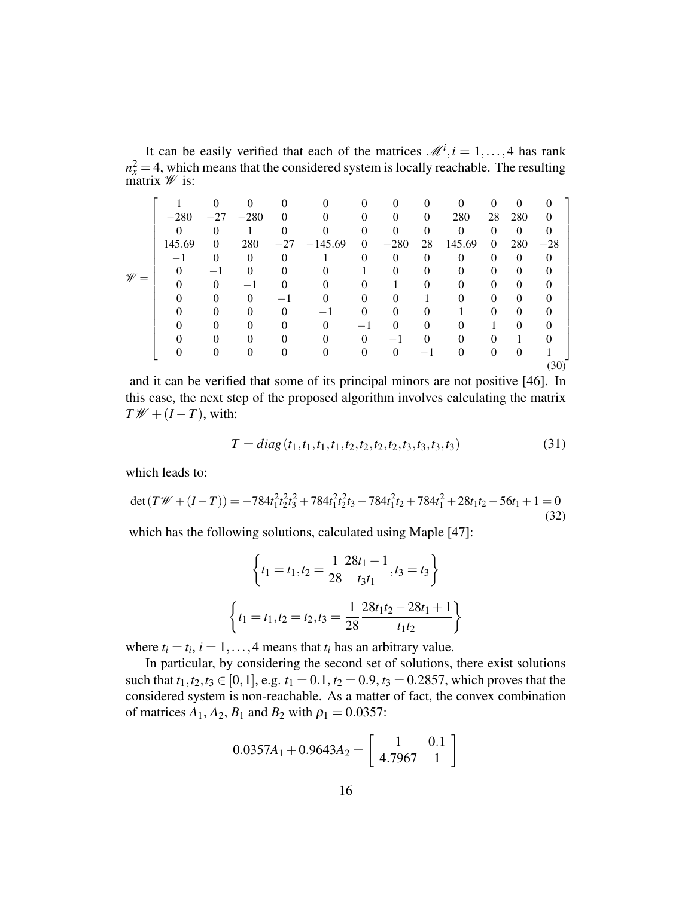It can be easily verified that each of the matrices $\mathscr{M}^i, i = 1, \ldots, 4$ has rank $n_x^2 = 4$, which means that the considered system is locally reachable. The resulting matrix $\mathscr{W}$ is:

$$
\mathscr{W} = \begin{bmatrix}
1 & 0 & 0 & 0 & 0 & 0 & 0 & 0 & 0 & 0 & 0 & 0 \\
-280 & -27 & -280 & 0 & 0 & 0 & 0 & 0 & 280 & 28 & 280 & 0 \\
0 & 0 & 1 & 0 & 0 & 0 & 0 & 0 & 0 & 0 & 0 & 0 \\
145.69 & 0 & 280 & -27 & -145.69 & 0 & -280 & 28 & 145.69 & 0 & 280 & -28 \\
-1 & 0 & 0 & 0 & 1 & 0 & 0 & 0 & 0 & 0 & 0 & 0 \\
0 & -1 & 0 & 0 & 0 & 1 & 0 & 0 & 0 & 0 & 0 & 0 \\
0 & 0 & -1 & 0 & 0 & 0 & 1 & 0 & 0 & 0 & 0 & 0 \\
0 & 0 & 0 & -1 & 0 & 0 & 0 & 1 & 0 & 0 & 0 & 0 \\
0 & 0 & 0 & 0 & -1 & 0 & 0 & 0 & 1 & 0 & 0 & 0 \\
0 & 0 & 0 & 0 & 0 & -1 & 0 & 0 & 0 & 1 & 0 & 0 \\
0 & 0 & 0 & 0 & 0 & 0 & -1 & 0 & 0 & 0 & 1 & 0 \\
0 & 0 & 0 & 0 & 0 & 0 & 0 & -1 & 0 & 0 & 0 & 1
\end{bmatrix} \tag{30}
$$

and it can be verified that some of its principal minors are not positive [46]. In this case, the next step of the proposed algorithm involves calculating the matrix $T\mathscr{W} + (I - T)$, with:

$$
T = diag(t_1, t_1, t_1, t_1, t_2, t_2, t_2, t_2, t_3, t_3, t_3, t_3) \tag{31}
$$

which leads to:

$$
\det(T\mathscr{W} + (I - T)) = -784t_1^2t_2^2t_3^2 + 784t_1^2t_2^2t_3 - 784t_1^2t_2 + 784t_1^2 + 28t_1t_2 - 56t_1 + 1 = 0 \tag{32}
$$

which has the following solutions, calculated using Maple [47]:

$$
\left\{ t_1 = t_1, t_2 = \frac{1}{28} \frac{28t_1 - 1}{t_3 t_1}, t_3 = t_3 \right\}
$$

$$
\left\{ t_1 = t_1, t_2 = t_2, t_3 = \frac{1}{28} \frac{28t_1t_2 - 28t_1 + 1}{t_1 t_2} \right\}
$$

where $t_i = t_i$, $i = 1, \ldots, 4$ means that $t_i$ has an arbitrary value.

In particular, by considering the second set of solutions, there exist solutions such that $t_1, t_2, t_3 \in [0, 1]$, e.g. $t_1 = 0.1, t_2 = 0.9, t_3 = 0.2857$, which proves that the considered system is non-reachable. As a matter of fact, the convex combination of matrices $A_1$, $A_2$, $B_1$ and $B_2$ with $\rho_1 = 0.0357$:

$$
0.0357A_1 + 0.9643A_2 = \begin{bmatrix} 1 & 0.1 \\ 4.7967 & 1 \end{bmatrix}
$$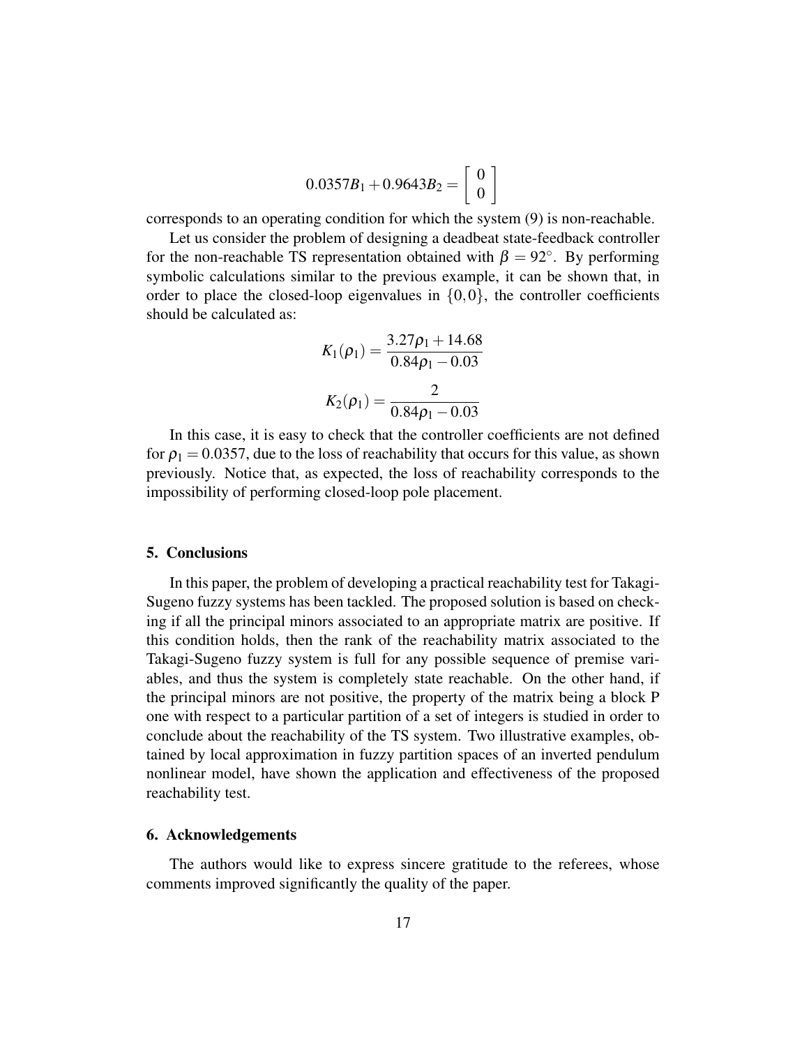$$0.0357B_1 + 0.9643B_2 = \begin{bmatrix} 0 \\ 0 \end{bmatrix}$$

corresponds to an operating condition for which the system (9) is non-reachable.

Let us consider the problem of designing a deadbeat state-feedback controller for the non-reachable TS representation obtained with $\beta = 92^\circ$. By performing symbolic calculations similar to the previous example, it can be shown that, in order to place the closed-loop eigenvalues in $\{0, 0\}$, the controller coefficients should be calculated as:

$$K_1(\rho_1) = \frac{3.27\rho_1 + 14.68}{0.84\rho_1 - 0.03}$$

$$K_2(\rho_1) = \frac{2}{0.84\rho_1 - 0.03}$$

In this case, it is easy to check that the controller coefficients are not defined for $\rho_1 = 0.0357$, due to the loss of reachability that occurs for this value, as shown previously. Notice that, as expected, the loss of reachability corresponds to the impossibility of performing closed-loop pole placement.

## 5. Conclusions

In this paper, the problem of developing a practical reachability test for Takagi-Sugeno fuzzy systems has been tackled. The proposed solution is based on checking if all the principal minors associated to an appropriate matrix are positive. If this condition holds, then the rank of the reachability matrix associated to the Takagi-Sugeno fuzzy system is full for any possible sequence of premise variables, and thus the system is completely state reachable. On the other hand, if the principal minors are not positive, the property of the matrix being a block P one with respect to a particular partition of a set of integers is studied in order to conclude about the reachability of the TS system. Two illustrative examples, obtained by local approximation in fuzzy partition spaces of an inverted pendulum nonlinear model, have shown the application and effectiveness of the proposed reachability test.

## 6. Acknowledgements

The authors would like to express sincere gratitude to the referees, whose comments improved significantly the quality of the paper.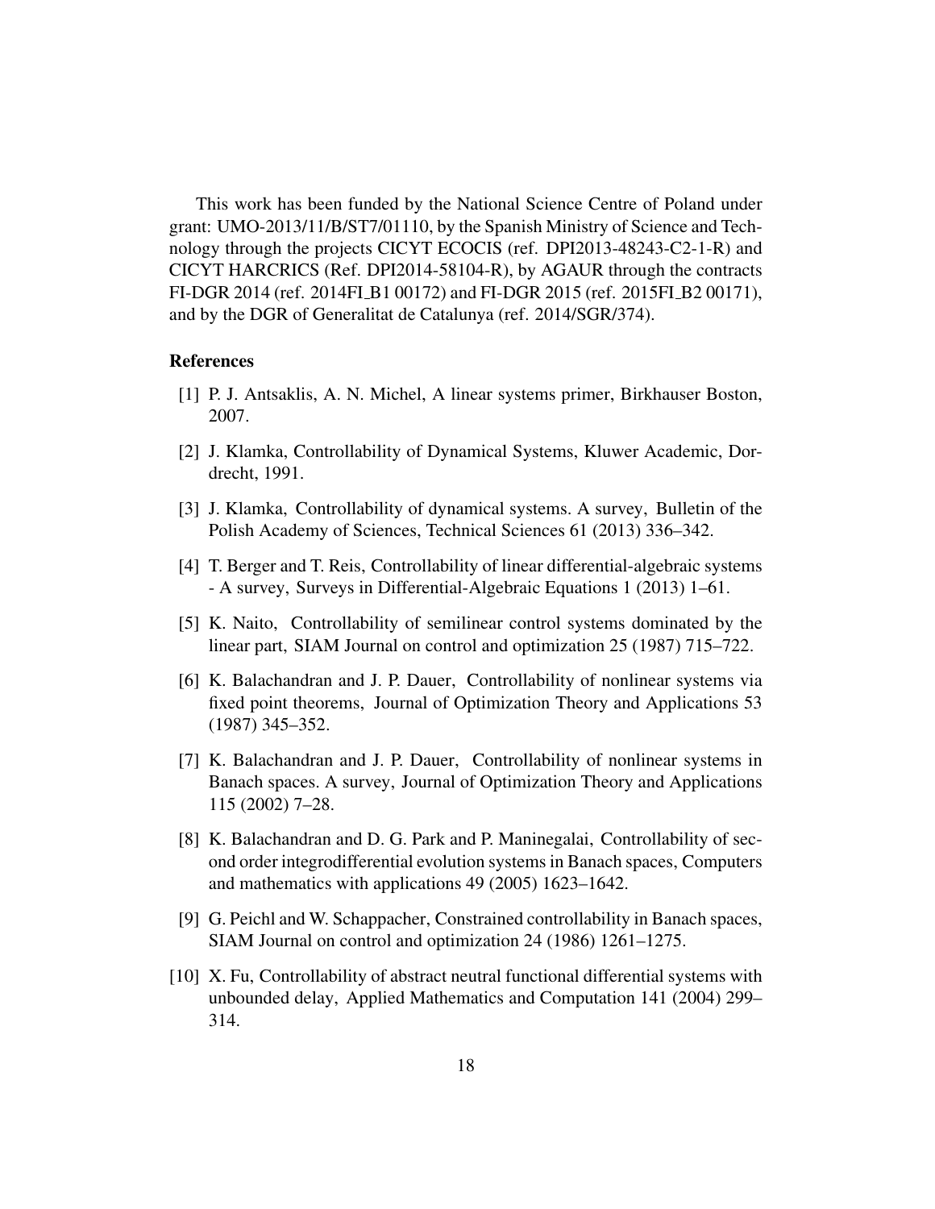This work has been funded by the National Science Centre of Poland under grant: UMO-2013/11/B/ST7/01110, by the Spanish Ministry of Science and Technology through the projects CICYT ECOCIS (ref. DPI2013-48243-C2-1-R) and CICYT HARCRICS (Ref. DPI2014-58104-R), by AGAUR through the contracts FI-DGR 2014 (ref. 2014FI_B1 00172) and FI-DGR 2015 (ref. 2015FI_B2 00171), and by the DGR of Generalitat de Catalunya (ref. 2014/SGR/374).

## References

[1] P. J. Antsaklis, A. N. Michel, A linear systems primer, Birkhauser Boston, 2007.

[2] J. Klamka, Controllability of Dynamical Systems, Kluwer Academic, Dordrecht, 1991.

[3] J. Klamka, Controllability of dynamical systems. A survey, Bulletin of the Polish Academy of Sciences, Technical Sciences 61 (2013) 336–342.

[4] T. Berger and T. Reis, Controllability of linear differential-algebraic systems - A survey, Surveys in Differential-Algebraic Equations 1 (2013) 1–61.

[5] K. Naito, Controllability of semilinear control systems dominated by the linear part, SIAM Journal on control and optimization 25 (1987) 715–722.

[6] K. Balachandran and J. P. Dauer, Controllability of nonlinear systems via fixed point theorems, Journal of Optimization Theory and Applications 53 (1987) 345–352.

[7] K. Balachandran and J. P. Dauer, Controllability of nonlinear systems in Banach spaces. A survey, Journal of Optimization Theory and Applications 115 (2002) 7–28.

[8] K. Balachandran and D. G. Park and P. Maninegalai, Controllability of second order integrodifferential evolution systems in Banach spaces, Computers and mathematics with applications 49 (2005) 1623–1642.

[9] G. Peichl and W. Schappacher, Constrained controllability in Banach spaces, SIAM Journal on control and optimization 24 (1986) 1261–1275.

[10] X. Fu, Controllability of abstract neutral functional differential systems with unbounded delay, Applied Mathematics and Computation 141 (2004) 299–314.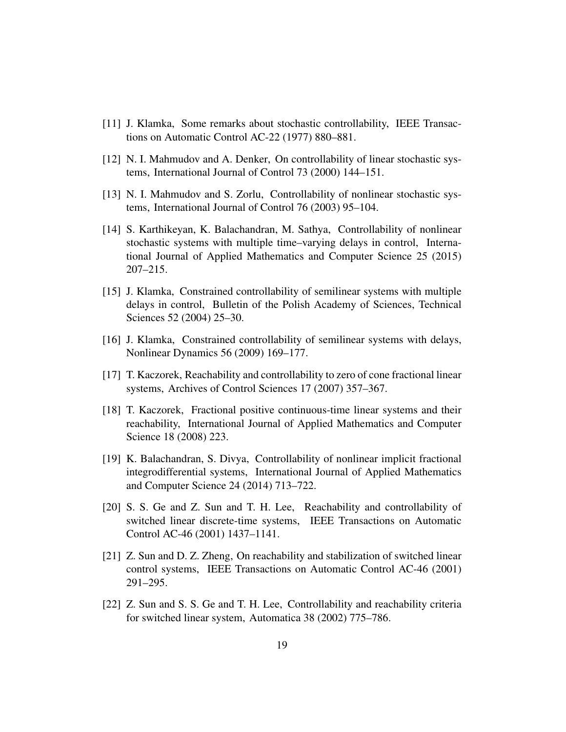[11] J. Klamka, Some remarks about stochastic controllability, IEEE Transactions on Automatic Control AC-22 (1977) 880–881.

[12] N. I. Mahmudov and A. Denker, On controllability of linear stochastic systems, International Journal of Control 73 (2000) 144–151.

[13] N. I. Mahmudov and S. Zorlu, Controllability of nonlinear stochastic systems, International Journal of Control 76 (2003) 95–104.

[14] S. Karthikeyan, K. Balachandran, M. Sathya, Controllability of nonlinear stochastic systems with multiple time–varying delays in control, International Journal of Applied Mathematics and Computer Science 25 (2015) 207–215.

[15] J. Klamka, Constrained controllability of semilinear systems with multiple delays in control, Bulletin of the Polish Academy of Sciences, Technical Sciences 52 (2004) 25–30.

[16] J. Klamka, Constrained controllability of semilinear systems with delays, Nonlinear Dynamics 56 (2009) 169–177.

[17] T. Kaczorek, Reachability and controllability to zero of cone fractional linear systems, Archives of Control Sciences 17 (2007) 357–367.

[18] T. Kaczorek, Fractional positive continuous-time linear systems and their reachability, International Journal of Applied Mathematics and Computer Science 18 (2008) 223.

[19] K. Balachandran, S. Divya, Controllability of nonlinear implicit fractional integrodifferential systems, International Journal of Applied Mathematics and Computer Science 24 (2014) 713–722.

[20] S. S. Ge and Z. Sun and T. H. Lee, Reachability and controllability of switched linear discrete-time systems, IEEE Transactions on Automatic Control AC-46 (2001) 1437–1141.

[21] Z. Sun and D. Z. Zheng, On reachability and stabilization of switched linear control systems, IEEE Transactions on Automatic Control AC-46 (2001) 291–295.

[22] Z. Sun and S. S. Ge and T. H. Lee, Controllability and reachability criteria for switched linear system, Automatica 38 (2002) 775–786.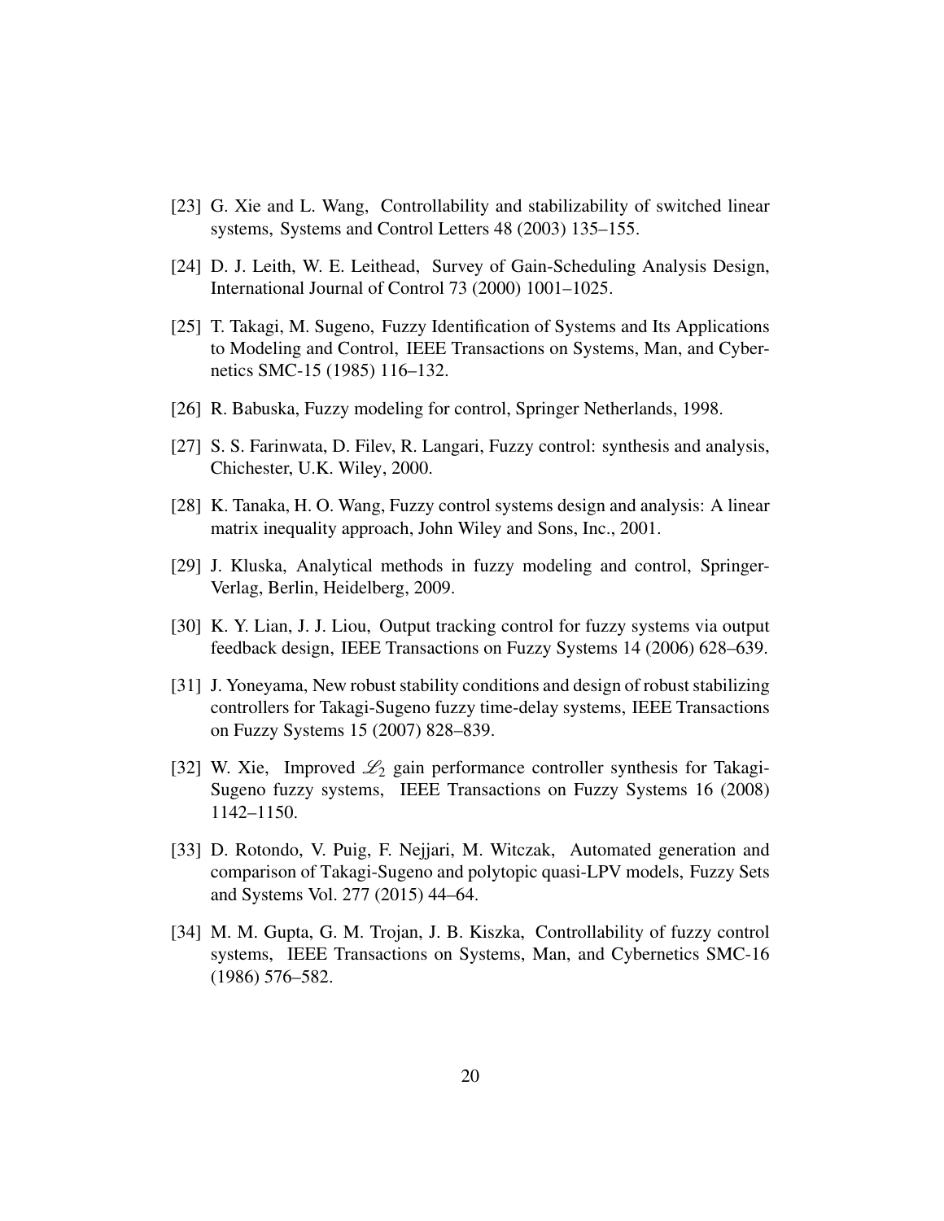[23] G. Xie and L. Wang, Controllability and stabilizability of switched linear systems, Systems and Control Letters 48 (2003) 135–155.

[24] D. J. Leith, W. E. Leithead, Survey of Gain-Scheduling Analysis Design, International Journal of Control 73 (2000) 1001–1025.

[25] T. Takagi, M. Sugeno, Fuzzy Identification of Systems and Its Applications to Modeling and Control, IEEE Transactions on Systems, Man, and Cybernetics SMC-15 (1985) 116–132.

[26] R. Babuska, Fuzzy modeling for control, Springer Netherlands, 1998.

[27] S. S. Farinwata, D. Filev, R. Langari, Fuzzy control: synthesis and analysis, Chichester, U.K. Wiley, 2000.

[28] K. Tanaka, H. O. Wang, Fuzzy control systems design and analysis: A linear matrix inequality approach, John Wiley and Sons, Inc., 2001.

[29] J. Kluska, Analytical methods in fuzzy modeling and control, Springer-Verlag, Berlin, Heidelberg, 2009.

[30] K. Y. Lian, J. J. Liou, Output tracking control for fuzzy systems via output feedback design, IEEE Transactions on Fuzzy Systems 14 (2006) 628–639.

[31] J. Yoneyama, New robust stability conditions and design of robust stabilizing controllers for Takagi-Sugeno fuzzy time-delay systems, IEEE Transactions on Fuzzy Systems 15 (2007) 828–839.

[32] W. Xie, Improved $\mathscr{L}_2$ gain performance controller synthesis for Takagi-Sugeno fuzzy systems, IEEE Transactions on Fuzzy Systems 16 (2008) 1142–1150.

[33] D. Rotondo, V. Puig, F. Nejjari, M. Witczak, Automated generation and comparison of Takagi-Sugeno and polytopic quasi-LPV models, Fuzzy Sets and Systems Vol. 277 (2015) 44–64.

[34] M. M. Gupta, G. M. Trojan, J. B. Kiszka, Controllability of fuzzy control systems, IEEE Transactions on Systems, Man, and Cybernetics SMC-16 (1986) 576–582.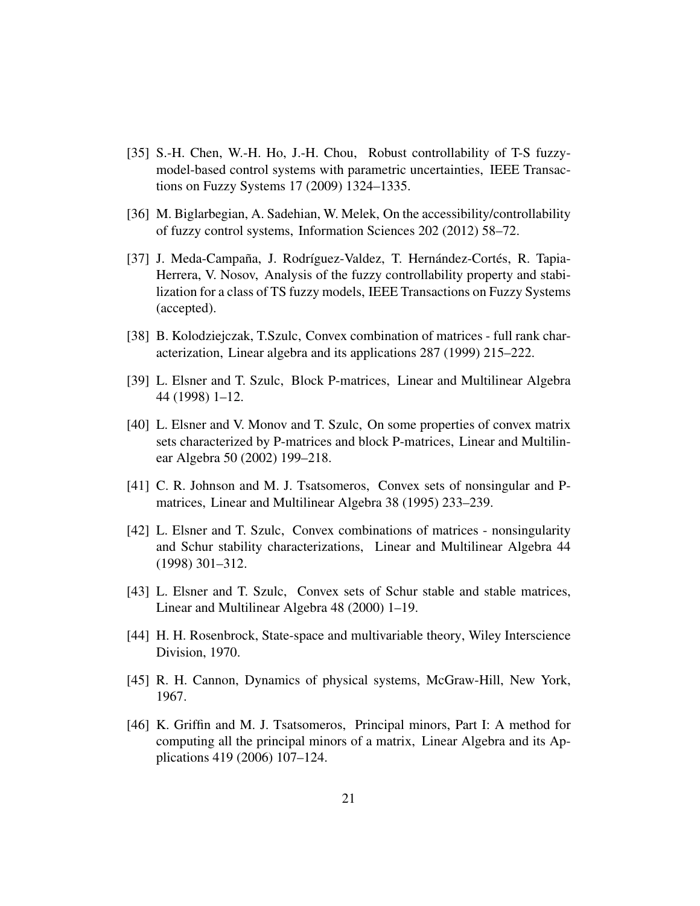[35] S.-H. Chen, W.-H. Ho, J.-H. Chou, Robust controllability of T-S fuzzy-model-based control systems with parametric uncertainties, IEEE Transactions on Fuzzy Systems 17 (2009) 1324–1335.

[36] M. Biglarbegian, A. Sadehian, W. Melek, On the accessibility/controllability of fuzzy control systems, Information Sciences 202 (2012) 58–72.

[37] J. Meda-Campaña, J. Rodríguez-Valdez, T. Hernández-Cortés, R. Tapia-Herrera, V. Nosov, Analysis of the fuzzy controllability property and stabilization for a class of TS fuzzy models, IEEE Transactions on Fuzzy Systems (accepted).

[38] B. Kolodziejczak, T.Szulc, Convex combination of matrices - full rank characterization, Linear algebra and its applications 287 (1999) 215–222.

[39] L. Elsner and T. Szulc, Block P-matrices, Linear and Multilinear Algebra 44 (1998) 1–12.

[40] L. Elsner and V. Monov and T. Szulc, On some properties of convex matrix sets characterized by P-matrices and block P-matrices, Linear and Multilinear Algebra 50 (2002) 199–218.

[41] C. R. Johnson and M. J. Tsatsomeros, Convex sets of nonsingular and P-matrices, Linear and Multilinear Algebra 38 (1995) 233–239.

[42] L. Elsner and T. Szulc, Convex combinations of matrices - nonsingularity and Schur stability characterizations, Linear and Multilinear Algebra 44 (1998) 301–312.

[43] L. Elsner and T. Szulc, Convex sets of Schur stable and stable matrices, Linear and Multilinear Algebra 48 (2000) 1–19.

[44] H. H. Rosenbrock, State-space and multivariable theory, Wiley Interscience Division, 1970.

[45] R. H. Cannon, Dynamics of physical systems, McGraw-Hill, New York, 1967.

[46] K. Griffin and M. J. Tsatsomeros, Principal minors, Part I: A method for computing all the principal minors of a matrix, Linear Algebra and its Applications 419 (2006) 107–124.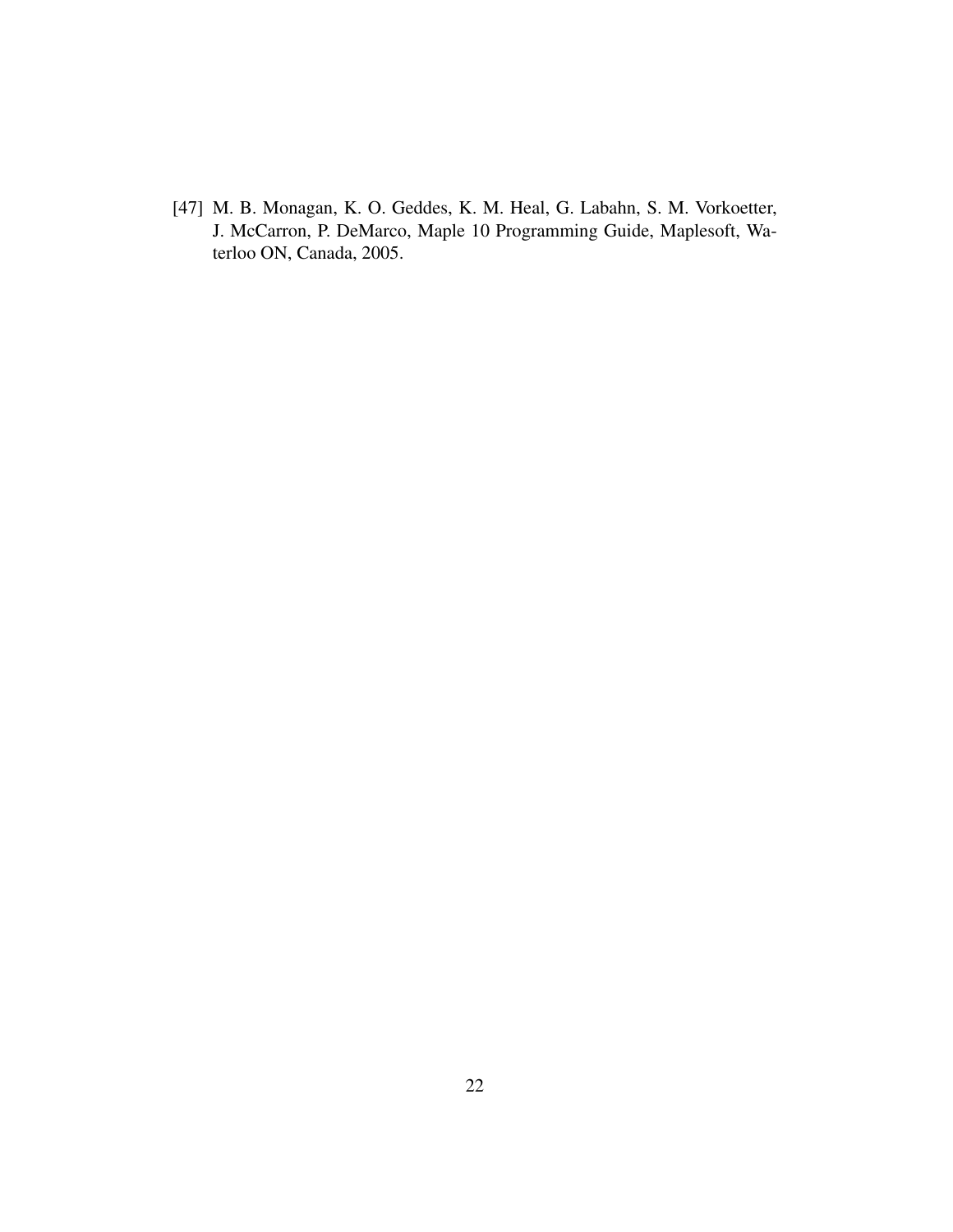[47] M. B. Monagan, K. O. Geddes, K. M. Heal, G. Labahn, S. M. Vorkoetter, J. McCarron, P. DeMarco, Maple 10 Programming Guide, Maplesoft, Waterloo ON, Canada, 2005.